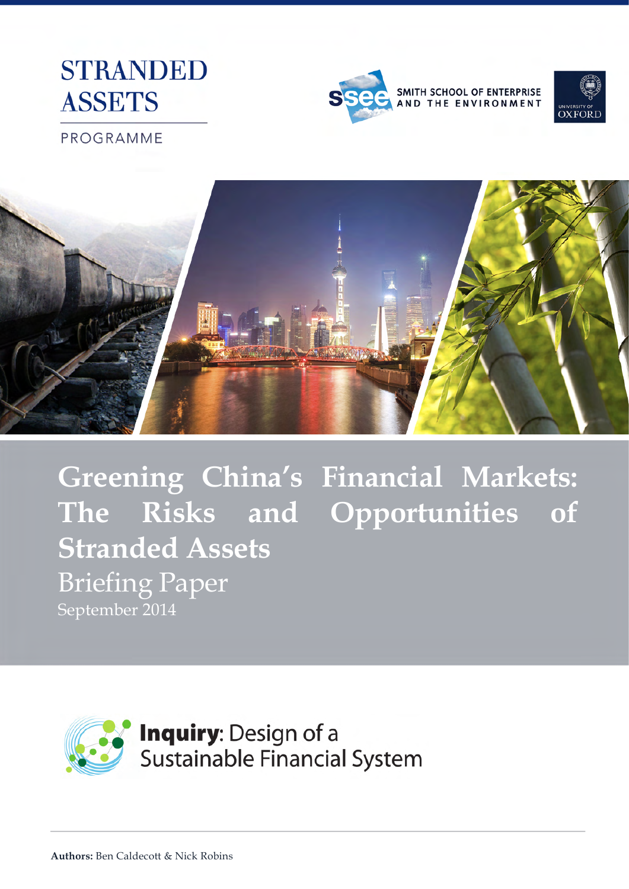STRANDED ASSETS

PROGRAMME

SMITH SCHOOL OF ENTERPRISE AND THE ENVIRONMENT

UNIVERSITY OF OXFORD

# Greening China's Financial Markets: The Risks and Opportunities of Stranded Assets

## Briefing Paper

September 2014

**Inquiry**: Design of a Sustainable Financial System

**Authors:** Ben Caldecott & Nick Robins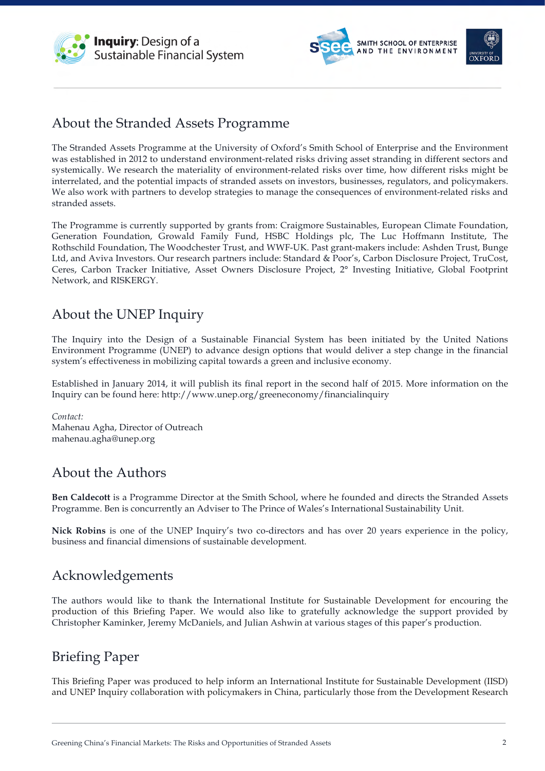## About the Stranded Assets Programme

The Stranded Assets Programme at the University of Oxford's Smith School of Enterprise and the Environment was established in 2012 to understand environment-related risks driving asset stranding in different sectors and systemically. We research the materiality of environment-related risks over time, how different risks might be interrelated, and the potential impacts of stranded assets on investors, businesses, regulators, and policymakers. We also work with partners to develop strategies to manage the consequences of environment-related risks and stranded assets.

The Programme is currently supported by grants from: Craigmore Sustainables, European Climate Foundation, Generation Foundation, Growald Family Fund, HSBC Holdings plc, The Luc Hoffmann Institute, The Rothschild Foundation, The Woodchester Trust, and WWF-UK. Past grant-makers include: Ashden Trust, Bunge Ltd, and Aviva Investors. Our research partners include: Standard & Poor's, Carbon Disclosure Project, TruCost, Ceres, Carbon Tracker Initiative, Asset Owners Disclosure Project, 2° Investing Initiative, Global Footprint Network, and RISKERGY.

## About the UNEP Inquiry

The Inquiry into the Design of a Sustainable Financial System has been initiated by the United Nations Environment Programme (UNEP) to advance design options that would deliver a step change in the financial system's effectiveness in mobilizing capital towards a green and inclusive economy.

Established in January 2014, it will publish its final report in the second half of 2015. More information on the Inquiry can be found here: http://www.unep.org/greeneconomy/financialinquiry

*Contact:*
Mahenau Agha, Director of Outreach
mahenau.agha@unep.org

## About the Authors

**Ben Caldecott** is a Programme Director at the Smith School, where he founded and directs the Stranded Assets Programme. Ben is concurrently an Adviser to The Prince of Wales's International Sustainability Unit.

**Nick Robins** is one of the UNEP Inquiry's two co-directors and has over 20 years experience in the policy, business and financial dimensions of sustainable development.

## Acknowledgements

The authors would like to thank the International Institute for Sustainable Development for encouring the production of this Briefing Paper. We would also like to gratefully acknowledge the support provided by Christopher Kaminker, Jeremy McDaniels, and Julian Ashwin at various stages of this paper's production.

## Briefing Paper

This Briefing Paper was produced to help inform an International Institute for Sustainable Development (IISD) and UNEP Inquiry collaboration with policymakers in China, particularly those from the Development Research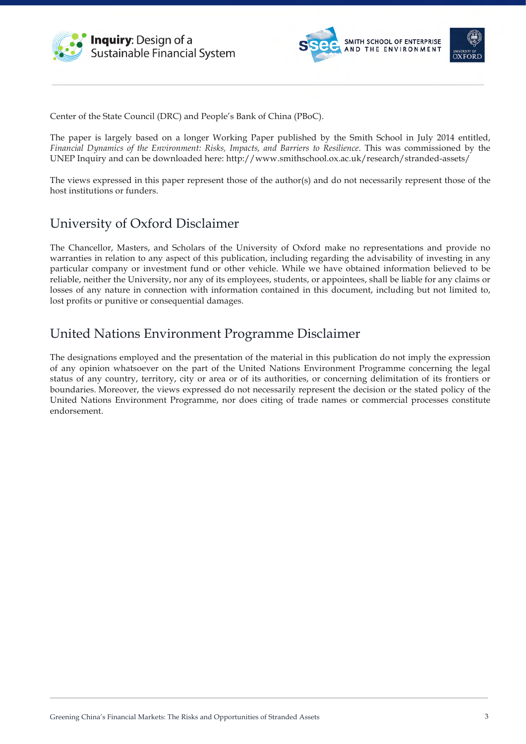Center of the State Council (DRC) and People's Bank of China (PBoC).

The paper is largely based on a longer Working Paper published by the Smith School in July 2014 entitled, *Financial Dynamics of the Environment: Risks, Impacts, and Barriers to Resilience*. This was commissioned by the UNEP Inquiry and can be downloaded here: http://www.smithschool.ox.ac.uk/research/stranded-assets/

The views expressed in this paper represent those of the author(s) and do not necessarily represent those of the host institutions or funders.

## University of Oxford Disclaimer

The Chancellor, Masters, and Scholars of the University of Oxford make no representations and provide no warranties in relation to any aspect of this publication, including regarding the advisability of investing in any particular company or investment fund or other vehicle. While we have obtained information believed to be reliable, neither the University, nor any of its employees, students, or appointees, shall be liable for any claims or losses of any nature in connection with information contained in this document, including but not limited to, lost profits or punitive or consequential damages.

## United Nations Environment Programme Disclaimer

The designations employed and the presentation of the material in this publication do not imply the expression of any opinion whatsoever on the part of the United Nations Environment Programme concerning the legal status of any country, territory, city or area or of its authorities, or concerning delimitation of its frontiers or boundaries. Moreover, the views expressed do not necessarily represent the decision or the stated policy of the United Nations Environment Programme, nor does citing of trade names or commercial processes constitute endorsement.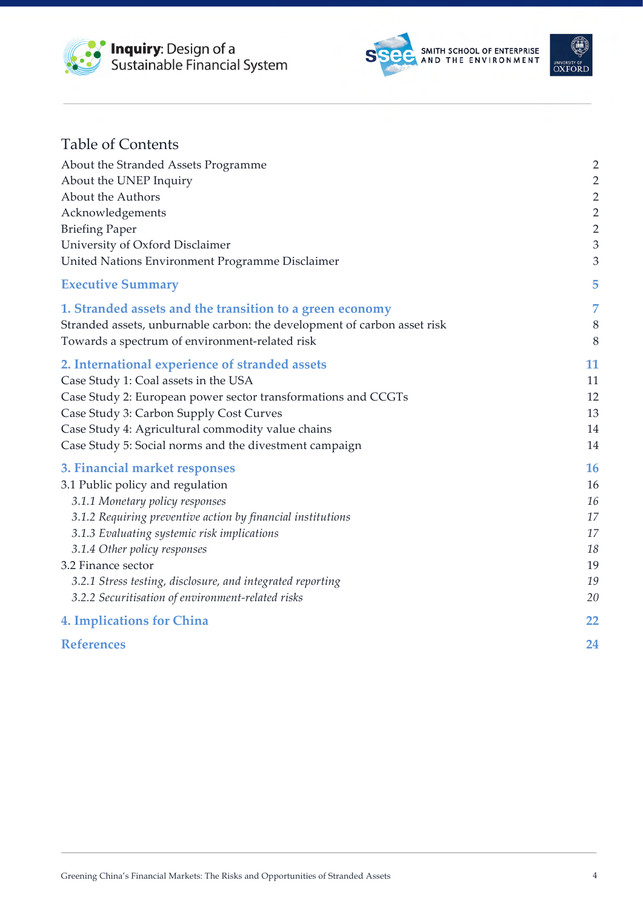# Table of Contents

| | |
|---|---|
| About the Stranded Assets Programme | 2 |
| About the UNEP Inquiry | 2 |
| About the Authors | 2 |
| Acknowledgements | 2 |
| Briefing Paper | 2 |
| University of Oxford Disclaimer | 3 |
| United Nations Environment Programme Disclaimer | 3 |
| **Executive Summary** | **5** |
| **1. Stranded assets and the transition to a green economy** | **7** |
| Stranded assets, unburnable carbon: the development of carbon asset risk | 8 |
| Towards a spectrum of environment-related risk | 8 |
| **2. International experience of stranded assets** | **11** |
| Case Study 1: Coal assets in the USA | 11 |
| Case Study 2: European power sector transformations and CCGTs | 12 |
| Case Study 3: Carbon Supply Cost Curves | 13 |
| Case Study 4: Agricultural commodity value chains | 14 |
| Case Study 5: Social norms and the divestment campaign | 14 |
| **3. Financial market responses** | **16** |
| 3.1 Public policy and regulation | 16 |
| *3.1.1 Monetary policy responses* | *16* |
| *3.1.2 Requiring preventive action by financial institutions* | *17* |
| *3.1.3 Evaluating systemic risk implications* | *17* |
| *3.1.4 Other policy responses* | *18* |
| 3.2 Finance sector | 19 |
| *3.2.1 Stress testing, disclosure, and integrated reporting* | *19* |
| *3.2.2 Securitisation of environment-related risks* | *20* |
| **4. Implications for China** | **22** |
| **References** | **24** |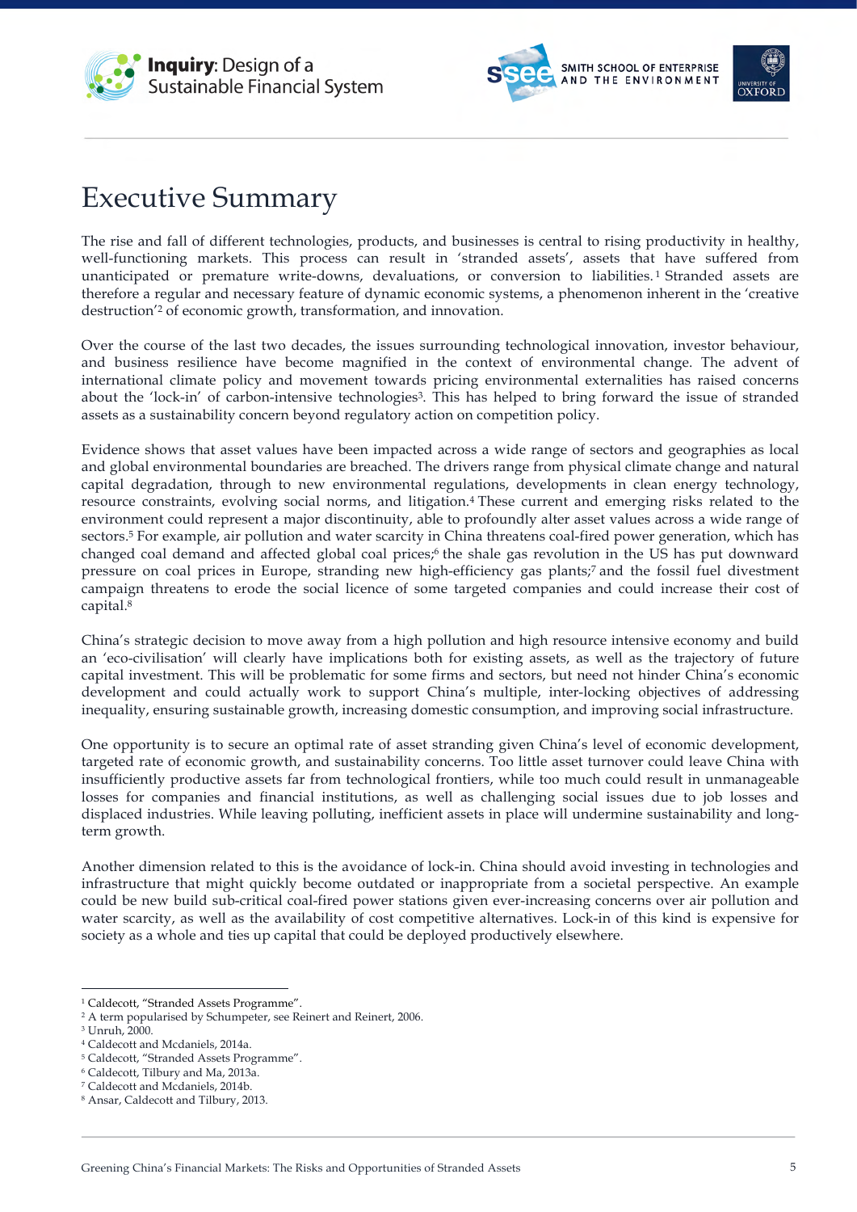# Executive Summary

The rise and fall of different technologies, products, and businesses is central to rising productivity in healthy, well-functioning markets. This process can result in 'stranded assets', assets that have suffered from unanticipated or premature write-downs, devaluations, or conversion to liabilities.[1] Stranded assets are therefore a regular and necessary feature of dynamic economic systems, a phenomenon inherent in the 'creative destruction'[2] of economic growth, transformation, and innovation.

Over the course of the last two decades, the issues surrounding technological innovation, investor behaviour, and business resilience have become magnified in the context of environmental change. The advent of international climate policy and movement towards pricing environmental externalities has raised concerns about the 'lock-in' of carbon-intensive technologies[3]. This has helped to bring forward the issue of stranded assets as a sustainability concern beyond regulatory action on competition policy.

Evidence shows that asset values have been impacted across a wide range of sectors and geographies as local and global environmental boundaries are breached. The drivers range from physical climate change and natural capital degradation, through to new environmental regulations, developments in clean energy technology, resource constraints, evolving social norms, and litigation.[4] These current and emerging risks related to the environment could represent a major discontinuity, able to profoundly alter asset values across a wide range of sectors.[5] For example, air pollution and water scarcity in China threatens coal-fired power generation, which has changed coal demand and affected global coal prices;[6] the shale gas revolution in the US has put downward pressure on coal prices in Europe, stranding new high-efficiency gas plants;[7] and the fossil fuel divestment campaign threatens to erode the social licence of some targeted companies and could increase their cost of capital.[8]

China's strategic decision to move away from a high pollution and high resource intensive economy and build an 'eco-civilisation' will clearly have implications both for existing assets, as well as the trajectory of future capital investment. This will be problematic for some firms and sectors, but need not hinder China's economic development and could actually work to support China's multiple, inter-locking objectives of addressing inequality, ensuring sustainable growth, increasing domestic consumption, and improving social infrastructure.

One opportunity is to secure an optimal rate of asset stranding given China's level of economic development, targeted rate of economic growth, and sustainability concerns. Too little asset turnover could leave China with insufficiently productive assets far from technological frontiers, while too much could result in unmanageable losses for companies and financial institutions, as well as challenging social issues due to job losses and displaced industries. While leaving polluting, inefficient assets in place will undermine sustainability and long-term growth.

Another dimension related to this is the avoidance of lock-in. China should avoid investing in technologies and infrastructure that might quickly become outdated or inappropriate from a societal perspective. An example could be new build sub-critical coal-fired power stations given ever-increasing concerns over air pollution and water scarcity, as well as the availability of cost competitive alternatives. Lock-in of this kind is expensive for society as a whole and ties up capital that could be deployed productively elsewhere.

---

[1] Caldecott, "Stranded Assets Programme".
[2] A term popularised by Schumpeter, see Reinert and Reinert, 2006.
[3] Unruh, 2000.
[4] Caldecott and Mcdaniels, 2014a.
[5] Caldecott, "Stranded Assets Programme".
[6] Caldecott, Tilbury and Ma, 2013a.
[7] Caldecott and Mcdaniels, 2014b.
[8] Ansar, Caldecott and Tilbury, 2013.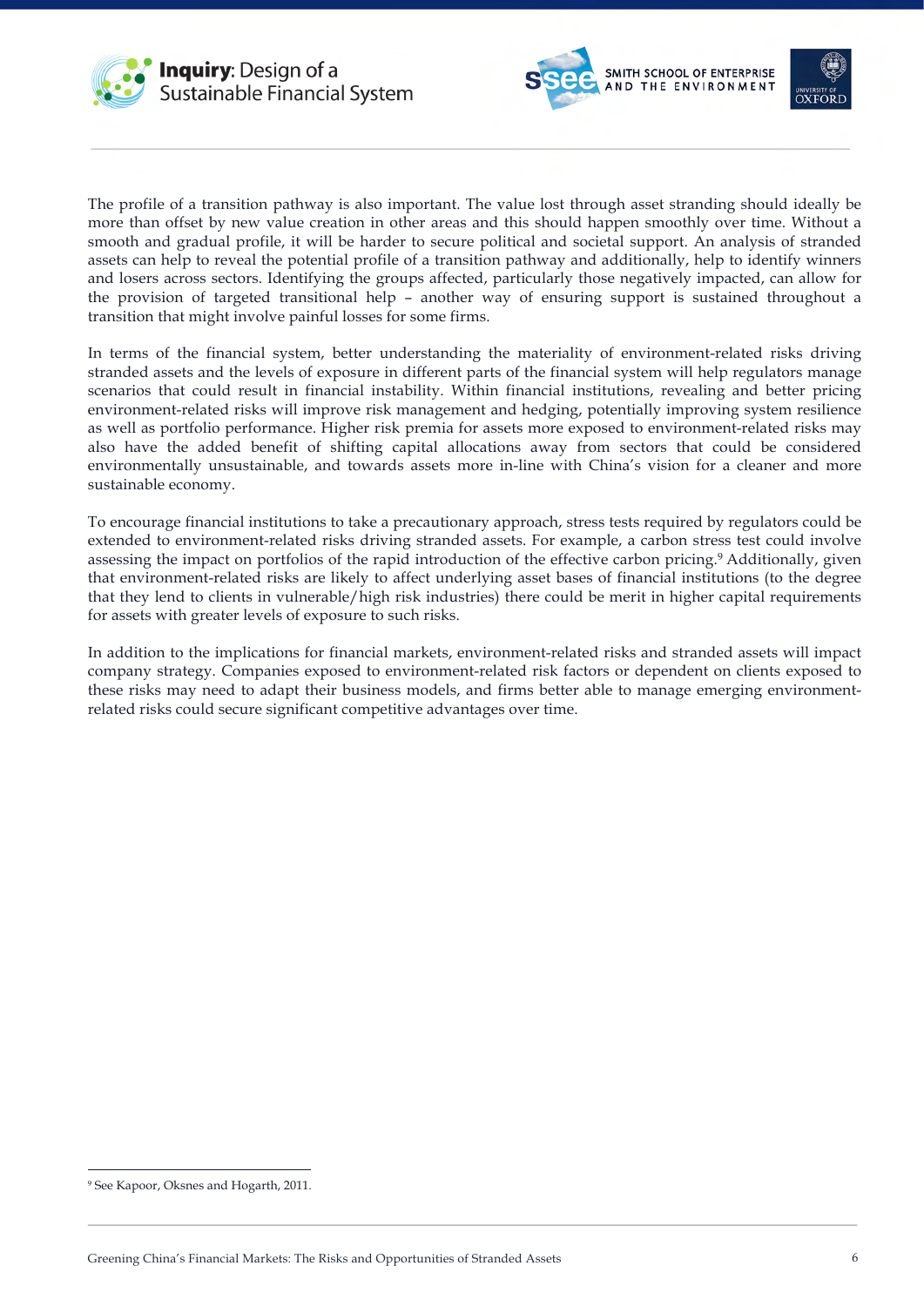The profile of a transition pathway is also important. The value lost through asset stranding should ideally be more than offset by new value creation in other areas and this should happen smoothly over time. Without a smooth and gradual profile, it will be harder to secure political and societal support. An analysis of stranded assets can help to reveal the potential profile of a transition pathway and additionally, help to identify winners and losers across sectors. Identifying the groups affected, particularly those negatively impacted, can allow for the provision of targeted transitional help – another way of ensuring support is sustained throughout a transition that might involve painful losses for some firms.

In terms of the financial system, better understanding the materiality of environment-related risks driving stranded assets and the levels of exposure in different parts of the financial system will help regulators manage scenarios that could result in financial instability. Within financial institutions, revealing and better pricing environment-related risks will improve risk management and hedging, potentially improving system resilience as well as portfolio performance. Higher risk premia for assets more exposed to environment-related risks may also have the added benefit of shifting capital allocations away from sectors that could be considered environmentally unsustainable, and towards assets more in-line with China's vision for a cleaner and more sustainable economy.

To encourage financial institutions to take a precautionary approach, stress tests required by regulators could be extended to environment-related risks driving stranded assets. For example, a carbon stress test could involve assessing the impact on portfolios of the rapid introduction of the effective carbon pricing.[9] Additionally, given that environment-related risks are likely to affect underlying asset bases of financial institutions (to the degree that they lend to clients in vulnerable/high risk industries) there could be merit in higher capital requirements for assets with greater levels of exposure to such risks.

In addition to the implications for financial markets, environment-related risks and stranded assets will impact company strategy. Companies exposed to environment-related risk factors or dependent on clients exposed to these risks may need to adapt their business models, and firms better able to manage emerging environment-related risks could secure significant competitive advantages over time.

[9] See Kapoor, Oksnes and Hogarth, 2011.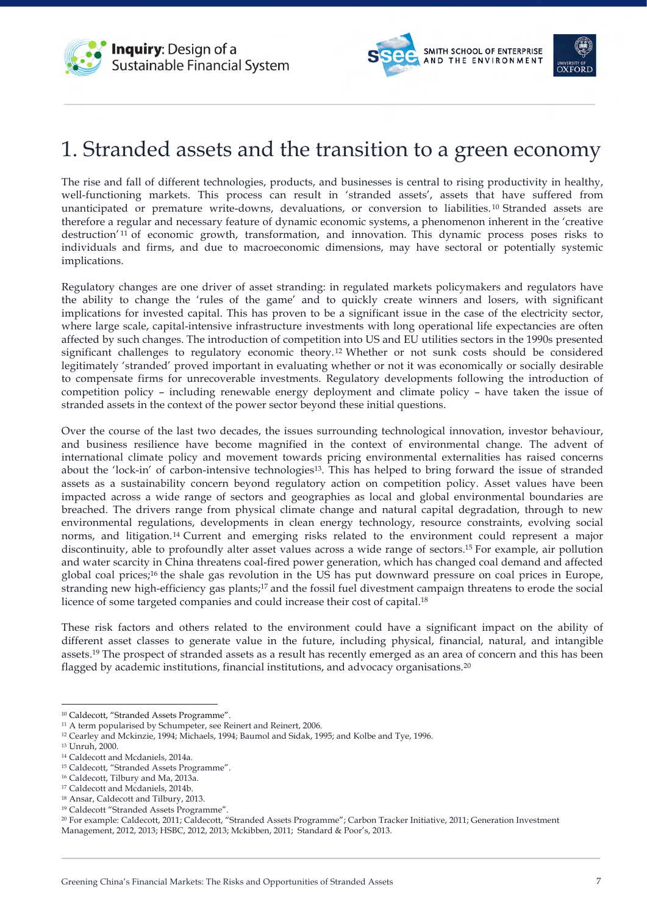# 1. Stranded assets and the transition to a green economy

The rise and fall of different technologies, products, and businesses is central to rising productivity in healthy, well-functioning markets. This process can result in 'stranded assets', assets that have suffered from unanticipated or premature write-downs, devaluations, or conversion to liabilities.[10] Stranded assets are therefore a regular and necessary feature of dynamic economic systems, a phenomenon inherent in the 'creative destruction'[11] of economic growth, transformation, and innovation. This dynamic process poses risks to individuals and firms, and due to macroeconomic dimensions, may have sectoral or potentially systemic implications.

Regulatory changes are one driver of asset stranding: in regulated markets policymakers and regulators have the ability to change the 'rules of the game' and to quickly create winners and losers, with significant implications for invested capital. This has proven to be a significant issue in the case of the electricity sector, where large scale, capital-intensive infrastructure investments with long operational life expectancies are often affected by such changes. The introduction of competition into US and EU utilities sectors in the 1990s presented significant challenges to regulatory economic theory.[12] Whether or not sunk costs should be considered legitimately 'stranded' proved important in evaluating whether or not it was economically or socially desirable to compensate firms for unrecoverable investments. Regulatory developments following the introduction of competition policy – including renewable energy deployment and climate policy – have taken the issue of stranded assets in the context of the power sector beyond these initial questions.

Over the course of the last two decades, the issues surrounding technological innovation, investor behaviour, and business resilience have become magnified in the context of environmental change. The advent of international climate policy and movement towards pricing environmental externalities has raised concerns about the 'lock-in' of carbon-intensive technologies[13]. This has helped to bring forward the issue of stranded assets as a sustainability concern beyond regulatory action on competition policy. Asset values have been impacted across a wide range of sectors and geographies as local and global environmental boundaries are breached. The drivers range from physical climate change and natural capital degradation, through to new environmental regulations, developments in clean energy technology, resource constraints, evolving social norms, and litigation.[14] Current and emerging risks related to the environment could represent a major discontinuity, able to profoundly alter asset values across a wide range of sectors.[15] For example, air pollution and water scarcity in China threatens coal-fired power generation, which has changed coal demand and affected global coal prices;[16] the shale gas revolution in the US has put downward pressure on coal prices in Europe, stranding new high-efficiency gas plants;[17] and the fossil fuel divestment campaign threatens to erode the social licence of some targeted companies and could increase their cost of capital.[18]

These risk factors and others related to the environment could have a significant impact on the ability of different asset classes to generate value in the future, including physical, financial, natural, and intangible assets.[19] The prospect of stranded assets as a result has recently emerged as an area of concern and this has been flagged by academic institutions, financial institutions, and advocacy organisations.[20]

---

[10] Caldecott, "Stranded Assets Programme".
[11] A term popularised by Schumpeter, see Reinert and Reinert, 2006.
[12] Cearley and Mckinzie, 1994; Michaels, 1994; Baumol and Sidak, 1995; and Kolbe and Tye, 1996.
[13] Unruh, 2000.
[14] Caldecott and Mcdaniels, 2014a.
[15] Caldecott, "Stranded Assets Programme".
[16] Caldecott, Tilbury and Ma, 2013a.
[17] Caldecott and Mcdaniels, 2014b.
[18] Ansar, Caldecott and Tilbury, 2013.
[19] Caldecott "Stranded Assets Programme".
[20] For example: Caldecott, 2011; Caldecott, "Stranded Assets Programme"; Carbon Tracker Initiative, 2011; Generation Investment Management, 2012, 2013; HSBC, 2012, 2013; Mckibben, 2011; Standard & Poor's, 2013.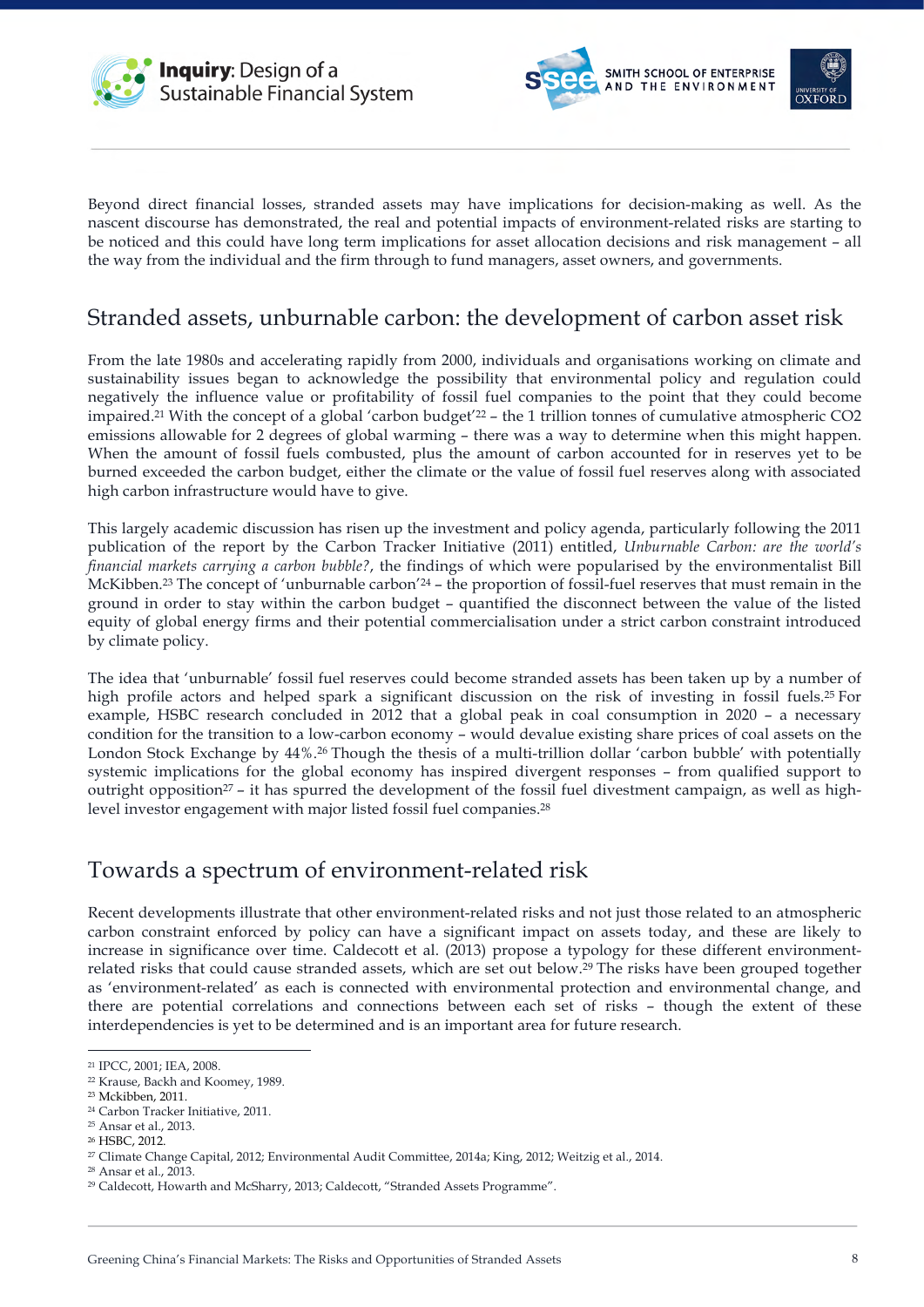Beyond direct financial losses, stranded assets may have implications for decision-making as well. As the nascent discourse has demonstrated, the real and potential impacts of environment-related risks are starting to be noticed and this could have long term implications for asset allocation decisions and risk management – all the way from the individual and the firm through to fund managers, asset owners, and governments.

## Stranded assets, unburnable carbon: the development of carbon asset risk

From the late 1980s and accelerating rapidly from 2000, individuals and organisations working on climate and sustainability issues began to acknowledge the possibility that environmental policy and regulation could negatively the influence value or profitability of fossil fuel companies to the point that they could become impaired.[21] With the concept of a global 'carbon budget'[22] – the 1 trillion tonnes of cumulative atmospheric CO2 emissions allowable for 2 degrees of global warming – there was a way to determine when this might happen. When the amount of fossil fuels combusted, plus the amount of carbon accounted for in reserves yet to be burned exceeded the carbon budget, either the climate or the value of fossil fuel reserves along with associated high carbon infrastructure would have to give.

This largely academic discussion has risen up the investment and policy agenda, particularly following the 2011 publication of the report by the Carbon Tracker Initiative (2011) entitled, *Unburnable Carbon: are the world's financial markets carrying a carbon bubble?*, the findings of which were popularised by the environmentalist Bill McKibben.[23] The concept of 'unburnable carbon'[24] – the proportion of fossil-fuel reserves that must remain in the ground in order to stay within the carbon budget – quantified the disconnect between the value of the listed equity of global energy firms and their potential commercialisation under a strict carbon constraint introduced by climate policy.

The idea that 'unburnable' fossil fuel reserves could become stranded assets has been taken up by a number of high profile actors and helped spark a significant discussion on the risk of investing in fossil fuels.[25] For example, HSBC research concluded in 2012 that a global peak in coal consumption in 2020 – a necessary condition for the transition to a low-carbon economy – would devalue existing share prices of coal assets on the London Stock Exchange by 44%.[26] Though the thesis of a multi-trillion dollar 'carbon bubble' with potentially systemic implications for the global economy has inspired divergent responses – from qualified support to outright opposition[27] – it has spurred the development of the fossil fuel divestment campaign, as well as high-level investor engagement with major listed fossil fuel companies.[28]

## Towards a spectrum of environment-related risk

Recent developments illustrate that other environment-related risks and not just those related to an atmospheric carbon constraint enforced by policy can have a significant impact on assets today, and these are likely to increase in significance over time. Caldecott et al. (2013) propose a typology for these different environment-related risks that could cause stranded assets, which are set out below.[29] The risks have been grouped together as 'environment-related' as each is connected with environmental protection and environmental change, and there are potential correlations and connections between each set of risks – though the extent of these interdependencies is yet to be determined and is an important area for future research.

---

[21] IPCC, 2001; IEA, 2008.

[22] Krause, Backh and Koomey, 1989.

[23] Mckibben, 2011.

[24] Carbon Tracker Initiative, 2011.

[25] Ansar et al., 2013.

[26] HSBC, 2012.

[27] Climate Change Capital, 2012; Environmental Audit Committee, 2014a; King, 2012; Weitzig et al., 2014.

[28] Ansar et al., 2013.

[29] Caldecott, Howarth and McSharry, 2013; Caldecott, "Stranded Assets Programme".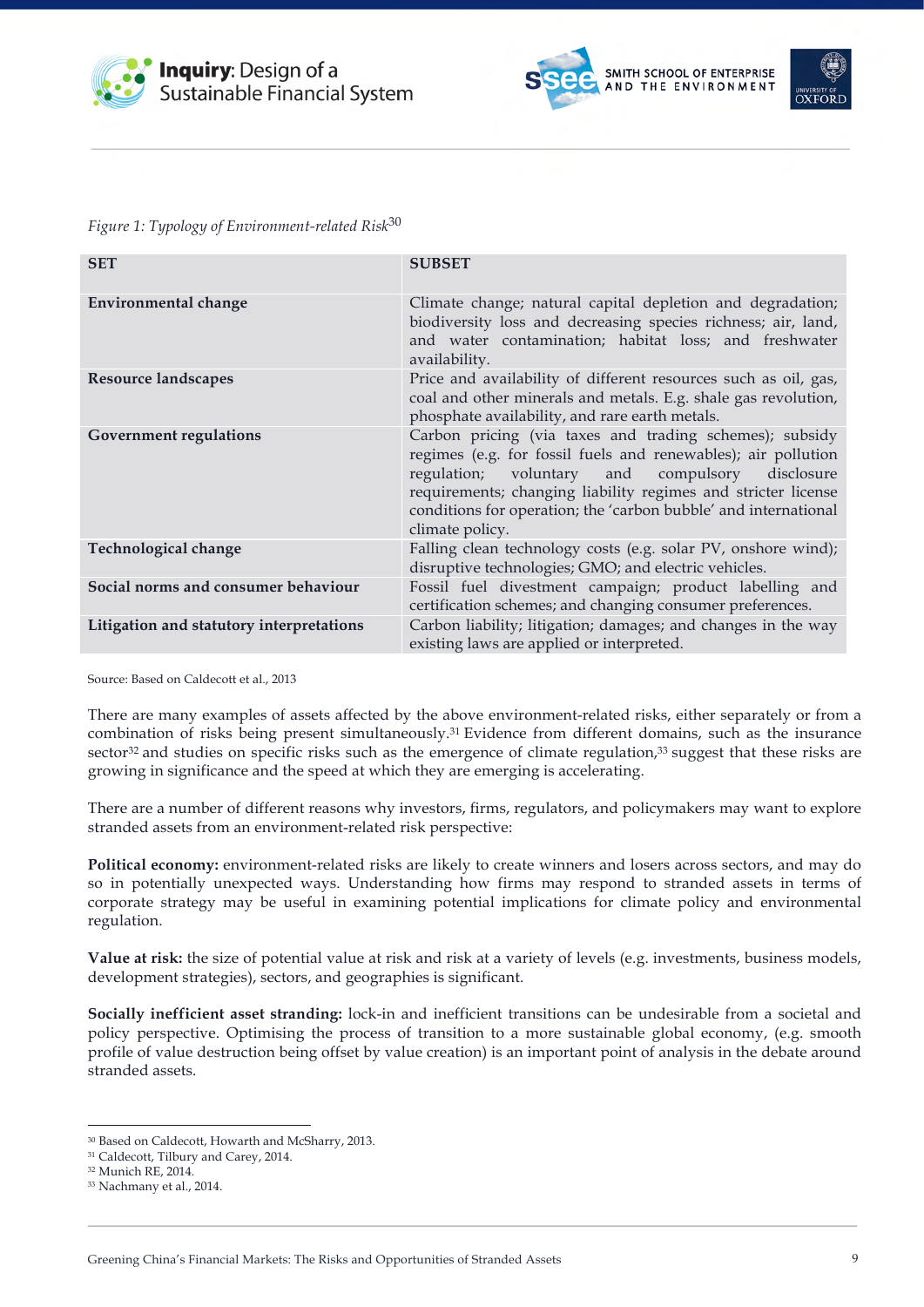*Figure 1: Typology of Environment-related Risk*[30]

| SET | SUBSET |
|---|---|
| **Environmental change** | Climate change; natural capital depletion and degradation; biodiversity loss and decreasing species richness; air, land, and water contamination; habitat loss; and freshwater availability. |
| **Resource landscapes** | Price and availability of different resources such as oil, gas, coal and other minerals and metals. E.g. shale gas revolution, phosphate availability, and rare earth metals. |
| **Government regulations** | Carbon pricing (via taxes and trading schemes); subsidy regimes (e.g. for fossil fuels and renewables); air pollution regulation; voluntary and compulsory disclosure requirements; changing liability regimes and stricter license conditions for operation; the 'carbon bubble' and international climate policy. |
| **Technological change** | Falling clean technology costs (e.g. solar PV, onshore wind); disruptive technologies; GMO; and electric vehicles. |
| **Social norms and consumer behaviour** | Fossil fuel divestment campaign; product labelling and certification schemes; and changing consumer preferences. |
| **Litigation and statutory interpretations** | Carbon liability; litigation; damages; and changes in the way existing laws are applied or interpreted. |

Source: Based on Caldecott et al., 2013

There are many examples of assets affected by the above environment-related risks, either separately or from a combination of risks being present simultaneously.[31] Evidence from different domains, such as the insurance sector[32] and studies on specific risks such as the emergence of climate regulation,[33] suggest that these risks are growing in significance and the speed at which they are emerging is accelerating.

There are a number of different reasons why investors, firms, regulators, and policymakers may want to explore stranded assets from an environment-related risk perspective:

**Political economy:** environment-related risks are likely to create winners and losers across sectors, and may do so in potentially unexpected ways. Understanding how firms may respond to stranded assets in terms of corporate strategy may be useful in examining potential implications for climate policy and environmental regulation.

**Value at risk:** the size of potential value at risk and risk at a variety of levels (e.g. investments, business models, development strategies), sectors, and geographies is significant.

**Socially inefficient asset stranding:** lock-in and inefficient transitions can be undesirable from a societal and policy perspective. Optimising the process of transition to a more sustainable global economy, (e.g. smooth profile of value destruction being offset by value creation) is an important point of analysis in the debate around stranded assets.

---

[30] Based on Caldecott, Howarth and McSharry, 2013.
[31] Caldecott, Tilbury and Carey, 2014.
[32] Munich RE, 2014.
[33] Nachmany et al., 2014.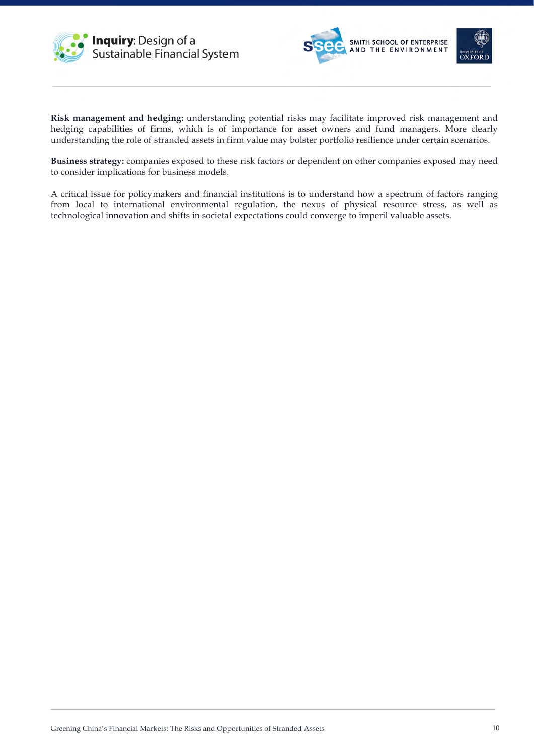**Risk management and hedging:** understanding potential risks may facilitate improved risk management and hedging capabilities of firms, which is of importance for asset owners and fund managers. More clearly understanding the role of stranded assets in firm value may bolster portfolio resilience under certain scenarios.

**Business strategy:** companies exposed to these risk factors or dependent on other companies exposed may need to consider implications for business models.

A critical issue for policymakers and financial institutions is to understand how a spectrum of factors ranging from local to international environmental regulation, the nexus of physical resource stress, as well as technological innovation and shifts in societal expectations could converge to imperil valuable assets.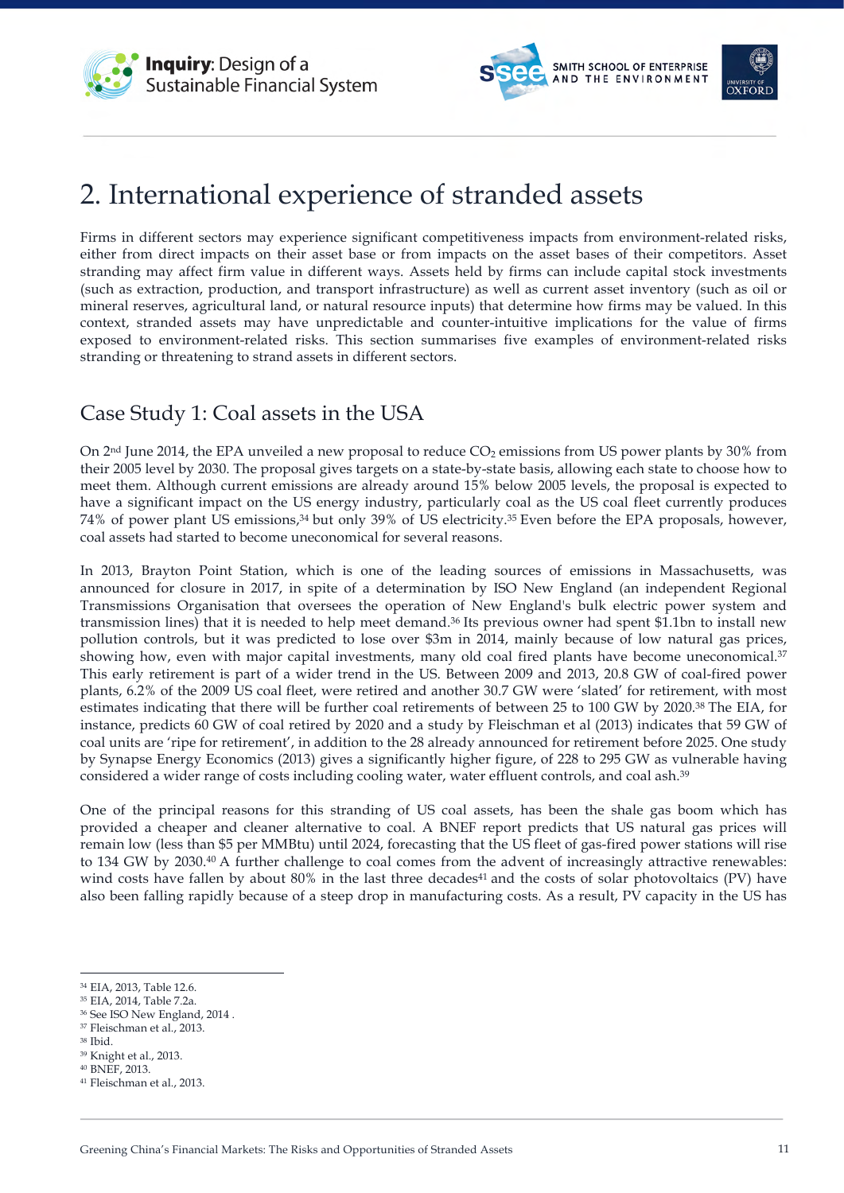# 2. International experience of stranded assets

Firms in different sectors may experience significant competitiveness impacts from environment-related risks, either from direct impacts on their asset base or from impacts on the asset bases of their competitors. Asset stranding may affect firm value in different ways. Assets held by firms can include capital stock investments (such as extraction, production, and transport infrastructure) as well as current asset inventory (such as oil or mineral reserves, agricultural land, or natural resource inputs) that determine how firms may be valued. In this context, stranded assets may have unpredictable and counter-intuitive implications for the value of firms exposed to environment-related risks. This section summarises five examples of environment-related risks stranding or threatening to strand assets in different sectors.

## Case Study 1: Coal assets in the USA

On 2nd June 2014, the EPA unveiled a new proposal to reduce $CO_2$ emissions from US power plants by 30% from their 2005 level by 2030. The proposal gives targets on a state-by-state basis, allowing each state to choose how to meet them. Although current emissions are already around 15% below 2005 levels, the proposal is expected to have a significant impact on the US energy industry, particularly coal as the US coal fleet currently produces 74% of power plant US emissions,[34] but only 39% of US electricity.[35] Even before the EPA proposals, however, coal assets had started to become uneconomical for several reasons.

In 2013, Brayton Point Station, which is one of the leading sources of emissions in Massachusetts, was announced for closure in 2017, in spite of a determination by ISO New England (an independent Regional Transmissions Organisation that oversees the operation of New England's bulk electric power system and transmission lines) that it is needed to help meet demand.[36] Its previous owner had spent $1.1bn to install new pollution controls, but it was predicted to lose over $3m in 2014, mainly because of low natural gas prices, showing how, even with major capital investments, many old coal fired plants have become uneconomical.[37] This early retirement is part of a wider trend in the US. Between 2009 and 2013, 20.8 GW of coal-fired power plants, 6.2% of the 2009 US coal fleet, were retired and another 30.7 GW were 'slated' for retirement, with most estimates indicating that there will be further coal retirements of between 25 to 100 GW by 2020.[38] The EIA, for instance, predicts 60 GW of coal retired by 2020 and a study by Fleischman et al (2013) indicates that 59 GW of coal units are 'ripe for retirement', in addition to the 28 already announced for retirement before 2025. One study by Synapse Energy Economics (2013) gives a significantly higher figure, of 228 to 295 GW as vulnerable having considered a wider range of costs including cooling water, water effluent controls, and coal ash.[39]

One of the principal reasons for this standing of US coal assets, has been the shale gas boom which has provided a cheaper and cleaner alternative to coal. A BNEF report predicts that US natural gas prices will remain low (less than $5 per MMBtu) until 2024, forecasting that the US fleet of gas-fired power stations will rise to 134 GW by 2030.[40] A further challenge to coal comes from the advent of increasingly attractive renewables: wind costs have fallen by about 80% in the last three decades[41] and the costs of solar photovoltaics (PV) have also been falling rapidly because of a steep drop in manufacturing costs. As a result, PV capacity in the US has

---

[34] EIA, 2013, Table 12.6.
[35] EIA, 2014, Table 7.2a.
[36] See ISO New England, 2014 .
[37] Fleischman et al., 2013.
[38] Ibid.
[39] Knight et al., 2013.
[40] BNEF, 2013.
[41] Fleischman et al., 2013.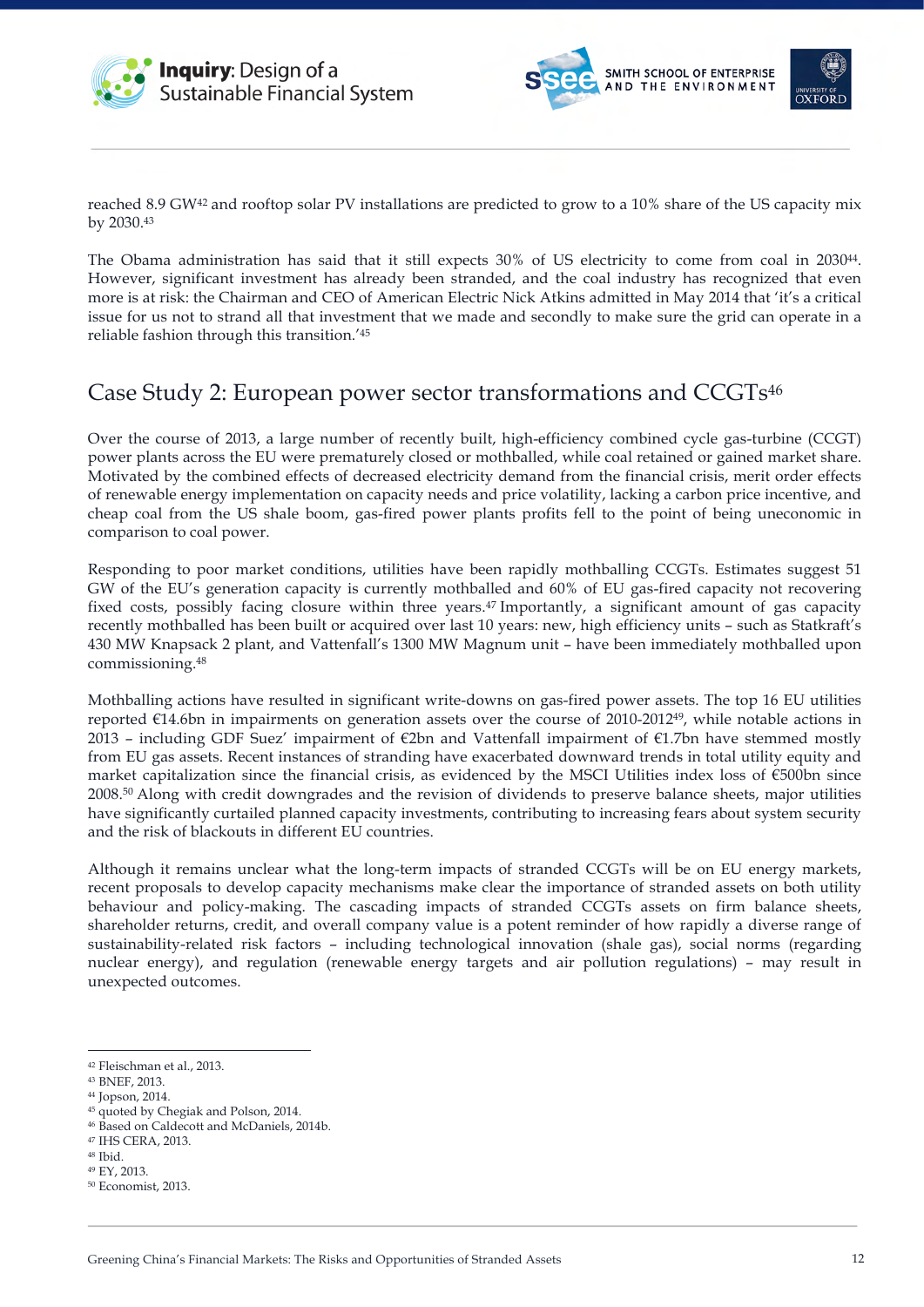reached 8.9 GW[42] and rooftop solar PV installations are predicted to grow to a 10% share of the US capacity mix by 2030.[43]

The Obama administration has said that it still expects 30% of US electricity to come from coal in 2030[44]. However, significant investment has already been stranded, and the coal industry has recognized that even more is at risk: the Chairman and CEO of American Electric Nick Atkins admitted in May 2014 that 'it's a critical issue for us not to strand all that investment that we made and secondly to make sure the grid can operate in a reliable fashion through this transition.'[45]

## Case Study 2: European power sector transformations and CCGTs[46]

Over the course of 2013, a large number of recently built, high-efficiency combined cycle gas-turbine (CCGT) power plants across the EU were prematurely closed or mothballed, while coal retained or gained market share. Motivated by the combined effects of decreased electricity demand from the financial crisis, merit order effects of renewable energy implementation on capacity needs and price volatility, lacking a carbon price incentive, and cheap coal from the US shale boom, gas-fired power plants profits fell to the point of being uneconomic in comparison to coal power.

Responding to poor market conditions, utilities have been rapidly mothballing CCGTs. Estimates suggest 51 GW of the EU's generation capacity is currently mothballed and 60% of EU gas-fired capacity not recovering fixed costs, possibly facing closure within three years.[47] Importantly, a significant amount of gas capacity recently mothballed has been built or acquired over last 10 years: new, high efficiency units – such as Statkraft's 430 MW Knapsack 2 plant, and Vattenfall's 1300 MW Magnum unit – have been immediately mothballed upon commissioning.[48]

Mothballing actions have resulted in significant write-downs on gas-fired power assets. The top 16 EU utilities reported €14.6bn in impairments on generation assets over the course of 2010-2012[49], while notable actions in 2013 – including GDF Suez' impairment of €2bn and Vattenfall impairment of €1.7bn have stemmed mostly from EU gas assets. Recent instances of stranding have exacerbated downward trends in total utility equity and market capitalization since the financial crisis, as evidenced by the MSCI Utilities index loss of €500bn since 2008.[50] Along with credit downgrades and the revision of dividends to preserve balance sheets, major utilities have significantly curtailed planned capacity investments, contributing to increasing fears about system security and the risk of blackouts in different EU countries.

Although it remains unclear what the long-term impacts of stranded CCGTs will be on EU energy markets, recent proposals to develop capacity mechanisms make clear the importance of stranded assets on both utility behaviour and policy-making. The cascading impacts of stranded CCGTs assets on firm balance sheets, shareholder returns, credit, and overall company value is a potent reminder of how rapidly a diverse range of sustainability-related risk factors – including technological innovation (shale gas), social norms (regarding nuclear energy), and regulation (renewable energy targets and air pollution regulations) – may result in unexpected outcomes.

---

[42] Fleischman et al., 2013.
[43] BNEF, 2013.
[44] Jopson, 2014.
[45] quoted by Chegiak and Polson, 2014.
[46] Based on Caldecott and McDaniels, 2014b.
[47] IHS CERA, 2013.
[48] Ibid.
[49] EY, 2013.
[50] Economist, 2013.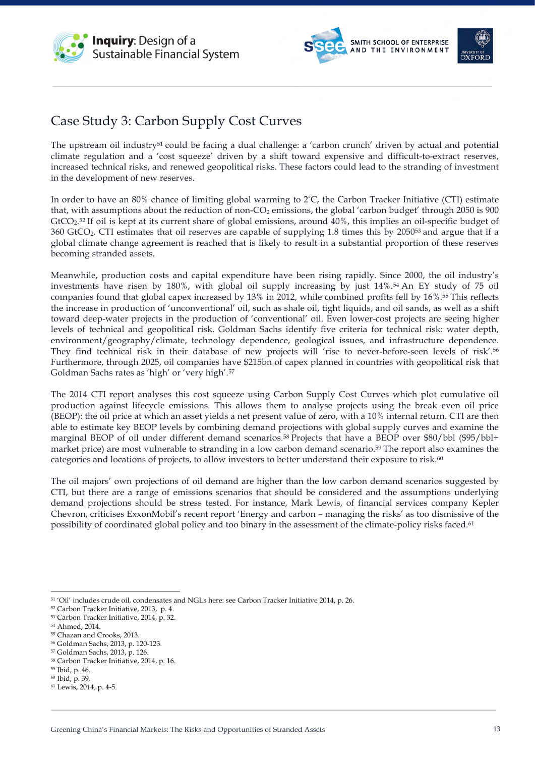# Case Study 3: Carbon Supply Cost Curves

The upstream oil industry[51] could be facing a dual challenge: a 'carbon crunch' driven by actual and potential climate regulation and a 'cost squeeze' driven by a shift toward expensive and difficult-to-extract reserves, increased technical risks, and renewed geopolitical risks. These factors could lead to the stranding of investment in the development of new reserves.

In order to have an 80% chance of limiting global warming to 2˚C, the Carbon Tracker Initiative (CTI) estimate that, with assumptions about the reduction of non-$CO_2$ emissions, the global 'carbon budget' through 2050 is 900 $GtCO_2$.[52] If oil is kept at its current share of global emissions, around 40%, this implies an oil-specific budget of 360 $GtCO_2$. CTI estimates that oil reserves are capable of supplying 1.8 times this by 2050[53] and argue that if a global climate change agreement is reached that is likely to result in a substantial proportion of these reserves becoming stranded assets.

Meanwhile, production costs and capital expenditure have been rising rapidly. Since 2000, the oil industry's investments have risen by 180%, with global oil supply increasing by just 14%.[54] An EY study of 75 oil companies found that global capex increased by 13% in 2012, while combined profits fell by 16%.[55] This reflects the increase in production of 'unconventional' oil, such as shale oil, tight liquids, and oil sands, as well as a shift toward deep-water projects in the production of 'conventional' oil. Even lower-cost projects are seeing higher levels of technical and geopolitical risk. Goldman Sachs identify five criteria for technical risk: water depth, environment/geography/climate, technology dependence, geological issues, and infrastructure dependence. They find technical risk in their database of new projects will 'rise to never-before-seen levels of risk'.[56] Furthermore, through 2025, oil companies have $215bn of capex planned in countries with geopolitical risk that Goldman Sachs rates as 'high' or 'very high'.[57]

The 2014 CTI report analyses this cost squeeze using Carbon Supply Cost Curves which plot cumulative oil production against lifecycle emissions. This allows them to analyse projects using the break even oil price (BEOP): the oil price at which an asset yields a net present value of zero, with a 10% internal return. CTI are then able to estimate key BEOP levels by combining demand projections with global supply curves and examine the marginal BEOP of oil under different demand scenarios.[58] Projects that have a BEOP over $80/bbl ($95/bbl+ market price) are most vulnerable to stranding in a low carbon demand scenario.[59] The report also examines the categories and locations of projects, to allow investors to better understand their exposure to risk.[60]

The oil majors' own projections of oil demand are higher than the low carbon demand scenarios suggested by CTI, but there are a range of emissions scenarios that should be considered and the assumptions underlying demand projections should be stress tested. For instance, Mark Lewis, of financial services company Kepler Chevron, criticises ExxonMobil's recent report 'Energy and carbon – managing the risks' as too dismissive of the possibility of coordinated global policy and too binary in the assessment of the climate-policy risks faced.[61]

---

[51] 'Oil' includes crude oil, condensates and NGLs here: see Carbon Tracker Initiative 2014, p. 26.
[52] Carbon Tracker Initiative, 2013, p. 4.
[53] Carbon Tracker Initiative, 2014, p. 32.
[54] Ahmed, 2014.
[55] Chazan and Crooks, 2013.
[56] Goldman Sachs, 2013, p. 120-123.
[57] Goldman Sachs, 2013, p. 126.
[58] Carbon Tracker Initiative, 2014, p. 16.
[59] Ibid, p. 46.
[60] Ibid, p. 39.
[61] Lewis, 2014, p. 4-5.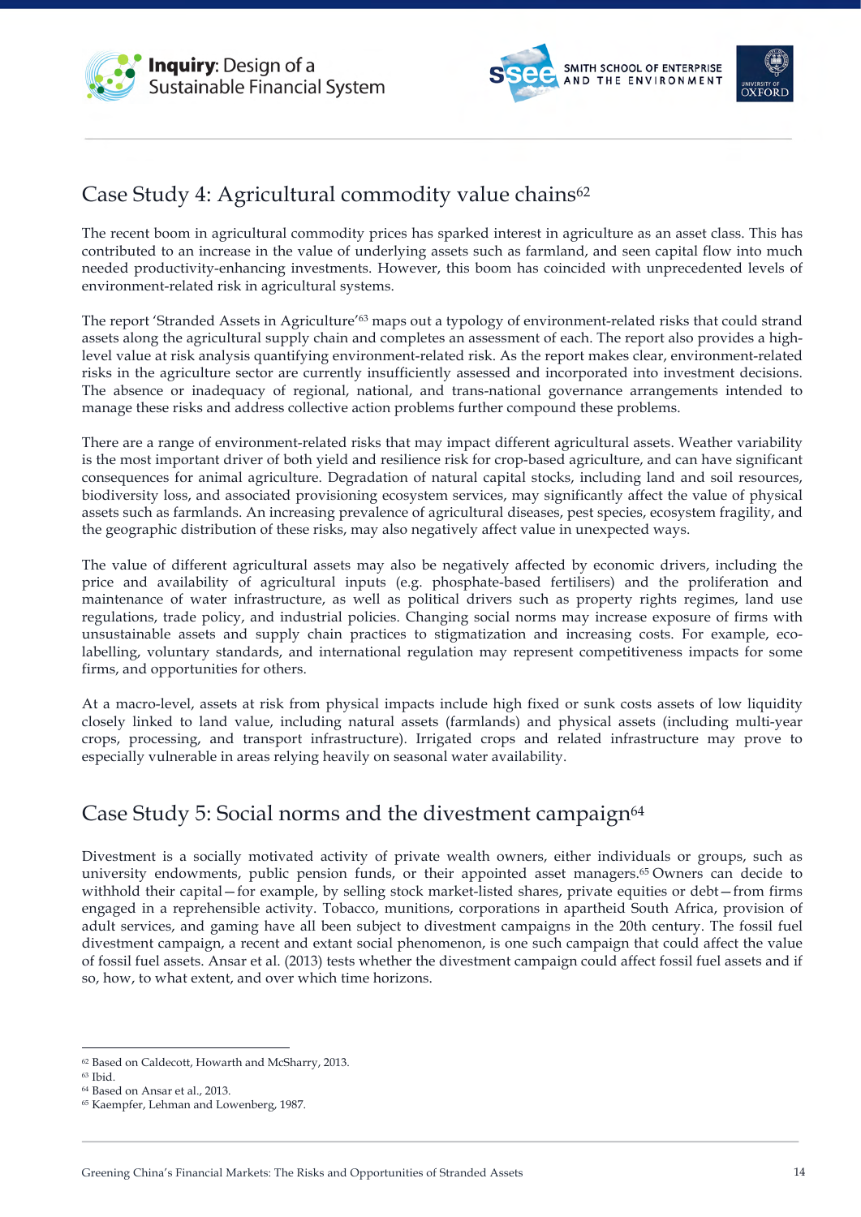## Case Study 4: Agricultural commodity value chains[62]

The recent boom in agricultural commodity prices has sparked interest in agriculture as an asset class. This has contributed to an increase in the value of underlying assets such as farmland, and seen capital flow into much needed productivity-enhancing investments. However, this boom has coincided with unprecedented levels of environment-related risk in agricultural systems.

The report 'Stranded Assets in Agriculture'[63] maps out a typology of environment-related risks that could strand assets along the agricultural supply chain and completes an assessment of each. The report also provides a high-level value at risk analysis quantifying environment-related risk. As the report makes clear, environment-related risks in the agriculture sector are currently insufficiently assessed and incorporated into investment decisions. The absence or inadequacy of regional, national, and trans-national governance arrangements intended to manage these risks and address collective action problems further compound these problems.

There are a range of environment-related risks that may impact different agricultural assets. Weather variability is the most important driver of both yield and resilience risk for crop-based agriculture, and can have significant consequences for animal agriculture. Degradation of natural capital stocks, including land and soil resources, biodiversity loss, and associated provisioning ecosystem services, may significantly affect the value of physical assets such as farmlands. An increasing prevalence of agricultural diseases, pest species, ecosystem fragility, and the geographic distribution of these risks, may also negatively affect value in unexpected ways.

The value of different agricultural assets may also be negatively affected by economic drivers, including the price and availability of agricultural inputs (e.g. phosphate-based fertilisers) and the proliferation and maintenance of water infrastructure, as well as political drivers such as property rights regimes, land use regulations, trade policy, and industrial policies. Changing social norms may increase exposure of firms with unsustainable assets and supply chain practices to stigmatization and increasing costs. For example, eco-labelling, voluntary standards, and international regulation may represent competitiveness impacts for some firms, and opportunities for others.

At a macro-level, assets at risk from physical impacts include high fixed or sunk costs assets of low liquidity closely linked to land value, including natural assets (farmlands) and physical assets (including multi-year crops, processing, and transport infrastructure). Irrigated crops and related infrastructure may prove to especially vulnerable in areas relying heavily on seasonal water availability.

## Case Study 5: Social norms and the divestment campaign[64]

Divestment is a socially motivated activity of private wealth owners, either individuals or groups, such as university endowments, public pension funds, or their appointed asset managers.[65] Owners can decide to withhold their capital—for example, by selling stock market-listed shares, private equities or debt—from firms engaged in a reprehensible activity. Tobacco, munitions, corporations in apartheid South Africa, provision of adult services, and gaming have all been subject to divestment campaigns in the 20th century. The fossil fuel divestment campaign, a recent and extant social phenomenon, is one such campaign that could affect the value of fossil fuel assets. Ansar et al. (2013) tests whether the divestment campaign could affect fossil fuel assets and if so, how, to what extent, and over which time horizons.

---

[62] Based on Caldecott, Howarth and McSharry, 2013.
[63] Ibid.
[64] Based on Ansar et al., 2013.
[65] Kaempfer, Lehman and Lowenberg, 1987.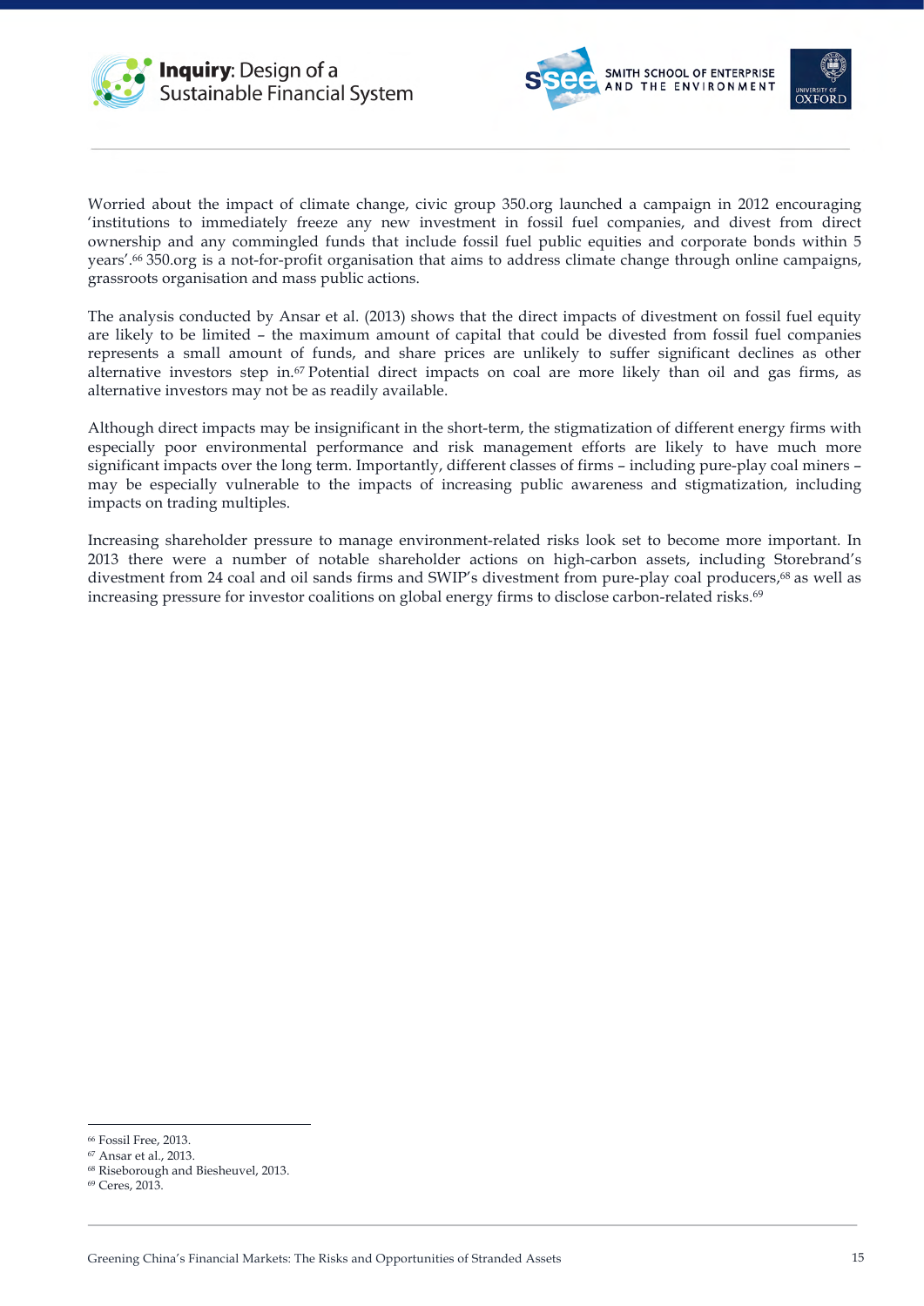Worried about the impact of climate change, civic group 350.org launched a campaign in 2012 encouraging 'institutions to immediately freeze any new investment in fossil fuel companies, and divest from direct ownership and any commingled funds that include fossil fuel public equities and corporate bonds within 5 years'.[66] 350.org is a not-for-profit organisation that aims to address climate change through online campaigns, grassroots organisation and mass public actions.

The analysis conducted by Ansar et al. (2013) shows that the direct impacts of divestment on fossil fuel equity are likely to be limited – the maximum amount of capital that could be divested from fossil fuel companies represents a small amount of funds, and share prices are unlikely to suffer significant declines as other alternative investors step in.[67] Potential direct impacts on coal are more likely than oil and gas firms, as alternative investors may not be as readily available.

Although direct impacts may be insignificant in the short-term, the stigmatization of different energy firms with especially poor environmental performance and risk management efforts are likely to have much more significant impacts over the long term. Importantly, different classes of firms – including pure-play coal miners – may be especially vulnerable to the impacts of increasing public awareness and stigmatization, including impacts on trading multiples.

Increasing shareholder pressure to manage environment-related risks look set to become more important. In 2013 there were a number of notable shareholder actions on high-carbon assets, including Storebrand's divestment from 24 coal and oil sands firms and SWIP's divestment from pure-play coal producers,[68] as well as increasing pressure for investor coalitions on global energy firms to disclose carbon-related risks.[69]

---

[66] Fossil Free, 2013.
[67] Ansar et al., 2013.
[68] Riseborough and Biesheuvel, 2013.
[69] Ceres, 2013.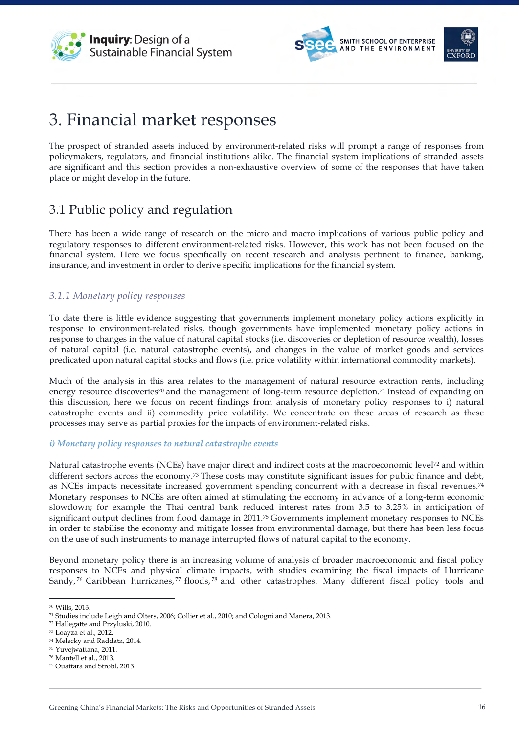# 3. Financial market responses

The prospect of stranded assets induced by environment-related risks will prompt a range of responses from policymakers, regulators, and financial institutions alike. The financial system implications of stranded assets are significant and this section provides a non-exhaustive overview of some of the responses that have taken place or might develop in the future.

## 3.1 Public policy and regulation

There has been a wide range of research on the micro and macro implications of various public policy and regulatory responses to different environment-related risks. However, this work has not been focused on the financial system. Here we focus specifically on recent research and analysis pertinent to finance, banking, insurance, and investment in order to derive specific implications for the financial system.

### *3.1.1 Monetary policy responses*

To date there is little evidence suggesting that governments implement monetary policy actions explicitly in response to environment-related risks, though governments have implemented monetary policy actions in response to changes in the value of natural capital stocks (i.e. discoveries or depletion of resource wealth), losses of natural capital (i.e. natural catastrophe events), and changes in the value of market goods and services predicated upon natural capital stocks and flows (i.e. price volatility within international commodity markets).

Much of the analysis in this area relates to the management of natural resource extraction rents, including energy resource discoveries[70] and the management of long-term resource depletion.[71] Instead of expanding on this discussion, here we focus on recent findings from analysis of monetary policy responses to i) natural catastrophe events and ii) commodity price volatility. We concentrate on these areas of research as these processes may serve as partial proxies for the impacts of environment-related risks.

***i) Monetary policy responses to natural catastrophe events***

Natural catastrophe events (NCEs) have major direct and indirect costs at the macroeconomic level[72] and within different sectors across the economy.[73] These costs may constitute significant issues for public finance and debt, as NCEs impacts necessitate increased government spending concurrent with a decrease in fiscal revenues.[74] Monetary responses to NCEs are often aimed at stimulating the economy in advance of a long-term economic slowdown; for example the Thai central bank reduced interest rates from 3.5 to 3.25% in anticipation of significant output declines from flood damage in 2011.[75] Governments implement monetary responses to NCEs in order to stabilise the economy and mitigate losses from environmental damage, but there has been less focus on the use of such instruments to manage interrupted flows of natural capital to the economy.

Beyond monetary policy there is an increasing volume of analysis of broader macroeconomic and fiscal policy responses to NCEs and physical climate impacts, with studies examining the fiscal impacts of Hurricane Sandy,[76] Caribbean hurricanes,[77] floods,[78] and other catastrophes. Many different fiscal policy tools and

---

[70] Wills, 2013.
[71] Studies include Leigh and Olters, 2006; Collier et al., 2010; and Cologni and Manera, 2013.
[72] Hallegatte and Przyluski, 2010.
[73] Loayza et al., 2012.
[74] Melecky and Raddatz, 2014.
[75] Yuvejwattana, 2011.
[76] Mantell et al., 2013.
[77] Ouattara and Strobl, 2013.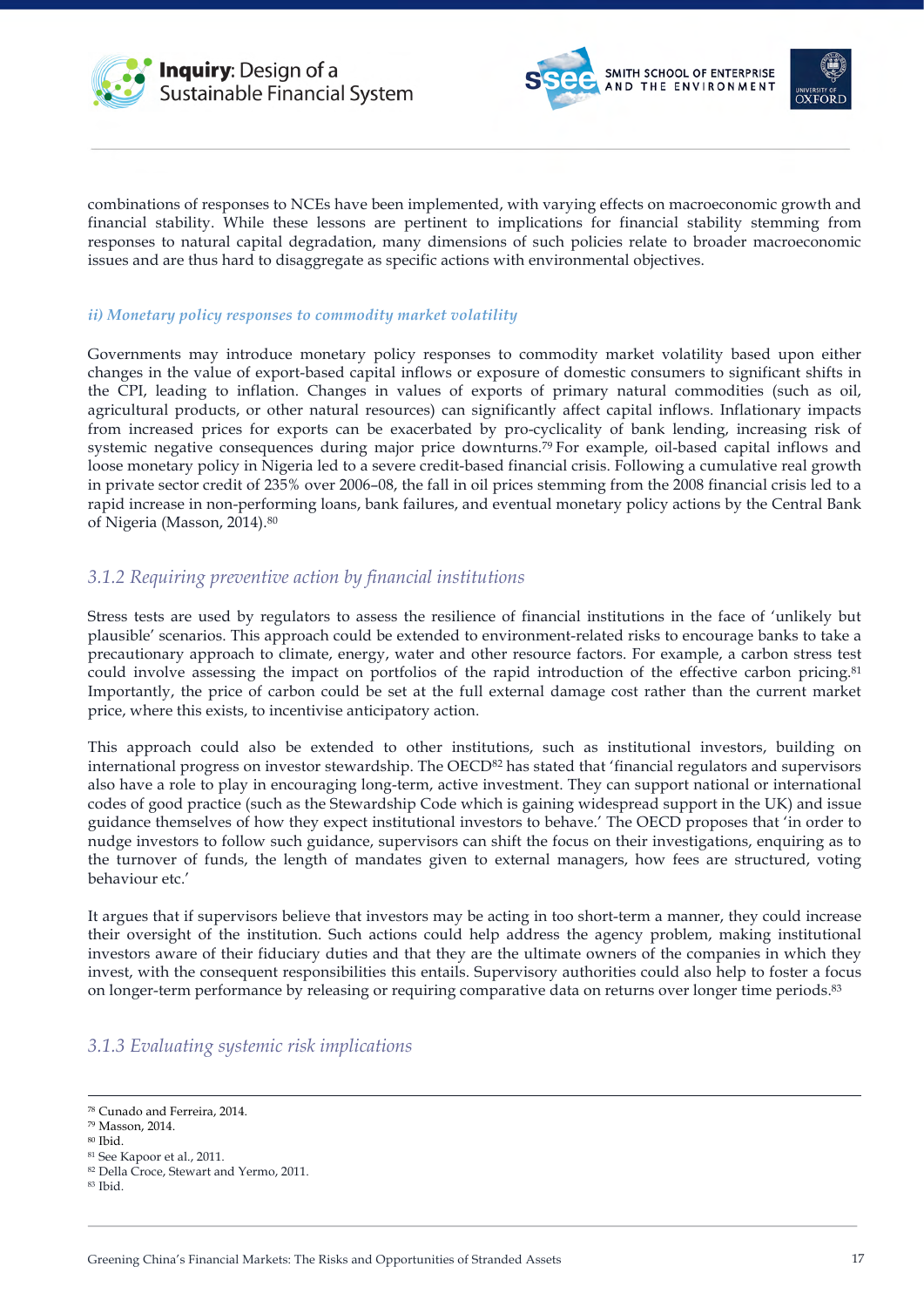combinations of responses to NCEs have been implemented, with varying effects on macroeconomic growth and financial stability. While these lessons are pertinent to implications for financial stability stemming from responses to natural capital degradation, many dimensions of such policies relate to broader macroeconomic issues and are thus hard to disaggregate as specific actions with environmental objectives.

#### *ii) Monetary policy responses to commodity market volatility*

Governments may introduce monetary policy responses to commodity market volatility based upon either changes in the value of export-based capital inflows or exposure of domestic consumers to significant shifts in the CPI, leading to inflation. Changes in values of exports of primary natural commodities (such as oil, agricultural products, or other natural resources) can significantly affect capital inflows. Inflationary impacts from increased prices for exports can be exacerbated by pro-cyclicality of bank lending, increasing risk of systemic negative consequences during major price downturns.[79] For example, oil-based capital inflows and loose monetary policy in Nigeria led to a severe credit-based financial crisis. Following a cumulative real growth in private sector credit of 235% over 2006–08, the fall in oil prices stemming from the 2008 financial crisis led to a rapid increase in non-performing loans, bank failures, and eventual monetary policy actions by the Central Bank of Nigeria (Masson, 2014).[80]

### *3.1.2 Requiring preventive action by financial institutions*

Stress tests are used by regulators to assess the resilience of financial institutions in the face of 'unlikely but plausible' scenarios. This approach could be extended to environment-related risks to encourage banks to take a precautionary approach to climate, energy, water and other resource factors. For example, a carbon stress test could involve assessing the impact on portfolios of the rapid introduction of the effective carbon pricing.[81] Importantly, the price of carbon could be set at the full external damage cost rather than the current market price, where this exists, to incentivise anticipatory action.

This approach could also be extended to other institutions, such as institutional investors, building on international progress on investor stewardship. The OECD[82] has stated that 'financial regulators and supervisors also have a role to play in encouraging long-term, active investment. They can support national or international codes of good practice (such as the Stewardship Code which is gaining widespread support in the UK) and issue guidance themselves of how they expect institutional investors to behave.' The OECD proposes that 'in order to nudge investors to follow such guidance, supervisors can shift the focus on their investigations, enquiring as to the turnover of funds, the length of mandates given to external managers, how fees are structured, voting behaviour etc.'

It argues that if supervisors believe that investors may be acting in too short-term a manner, they could increase their oversight of the institution. Such actions could help address the agency problem, making institutional investors aware of their fiduciary duties and that they are the ultimate owners of the companies in which they invest, with the consequent responsibilities this entails. Supervisory authorities could also help to foster a focus on longer-term performance by releasing or requiring comparative data on returns over longer time periods.[83]

### *3.1.3 Evaluating systemic risk implications*

---

[78] Cunado and Ferreira, 2014.
[79] Masson, 2014.
[80] Ibid.
[81] See Kapoor et al., 2011.
[82] Della Croce, Stewart and Yermo, 2011.
[83] Ibid.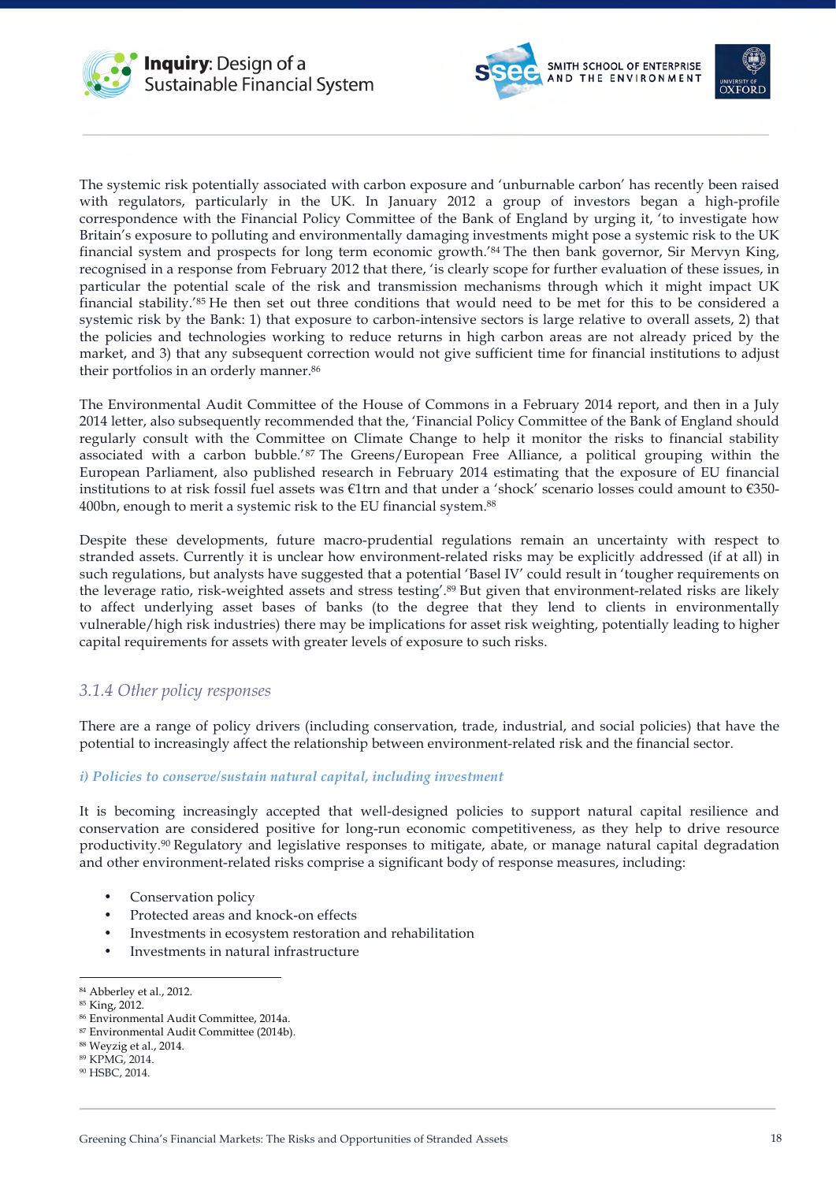The systemic risk potentially associated with carbon exposure and 'unburnable carbon' has recently been raised with regulators, particularly in the UK. In January 2012 a group of investors began a high-profile correspondence with the Financial Policy Committee of the Bank of England by urging it, 'to investigate how Britain's exposure to polluting and environmentally damaging investments might pose a systemic risk to the UK financial system and prospects for long term economic growth.'[84] The then bank governor, Sir Mervyn King, recognised in a response from February 2012 that there, 'is clearly scope for further evaluation of these issues, in particular the potential scale of the risk and transmission mechanisms through which it might impact UK financial stability.'[85] He then set out three conditions that would need to be met for this to be considered a systemic risk by the Bank: 1) that exposure to carbon-intensive sectors is large relative to overall assets, 2) that the policies and technologies working to reduce returns in high carbon areas are not already priced by the market, and 3) that any subsequent correction would not give sufficient time for financial institutions to adjust their portfolios in an orderly manner.[86]

The Environmental Audit Committee of the House of Commons in a February 2014 report, and then in a July 2014 letter, also subsequently recommended that the, 'Financial Policy Committee of the Bank of England should regularly consult with the Committee on Climate Change to help it monitor the risks to financial stability associated with a carbon bubble.'[87] The Greens/European Free Alliance, a political grouping within the European Parliament, also published research in February 2014 estimating that the exposure of EU financial institutions to at risk fossil fuel assets was €1trn and that under a 'shock' scenario losses could amount to €350-400bn, enough to merit a systemic risk to the EU financial system.[88]

Despite these developments, future macro-prudential regulations remain an uncertainty with respect to stranded assets. Currently it is unclear how environment-related risks may be explicitly addressed (if at all) in such regulations, but analysts have suggested that a potential 'Basel IV' could result in 'tougher requirements on the leverage ratio, risk-weighted assets and stress testing'.[89] But given that environment-related risks are likely to affect underlying asset bases of banks (to the degree that they lend to clients in environmentally vulnerable/high risk industries) there may be implications for asset risk weighting, potentially leading to higher capital requirements for assets with greater levels of exposure to such risks.

### *3.1.4 Other policy responses*

There are a range of policy drivers (including conservation, trade, industrial, and social policies) that have the potential to increasingly affect the relationship between environment-related risk and the financial sector.

#### *i) Policies to conserve/sustain natural capital, including investment*

It is becoming increasingly accepted that well-designed policies to support natural capital resilience and conservation are considered positive for long-run economic competitiveness, as they help to drive resource productivity.[90] Regulatory and legislative responses to mitigate, abate, or manage natural capital degradation and other environment-related risks comprise a significant body of response measures, including:

- Conservation policy
- Protected areas and knock-on effects
- Investments in ecosystem restoration and rehabilitation
- Investments in natural infrastructure

---

[84] Abberley et al., 2012.
[85] King, 2012.
[86] Environmental Audit Committee, 2014a.
[87] Environmental Audit Committee (2014b).
[88] Weyzig et al., 2014.
[89] KPMG, 2014.
[90] HSBC, 2014.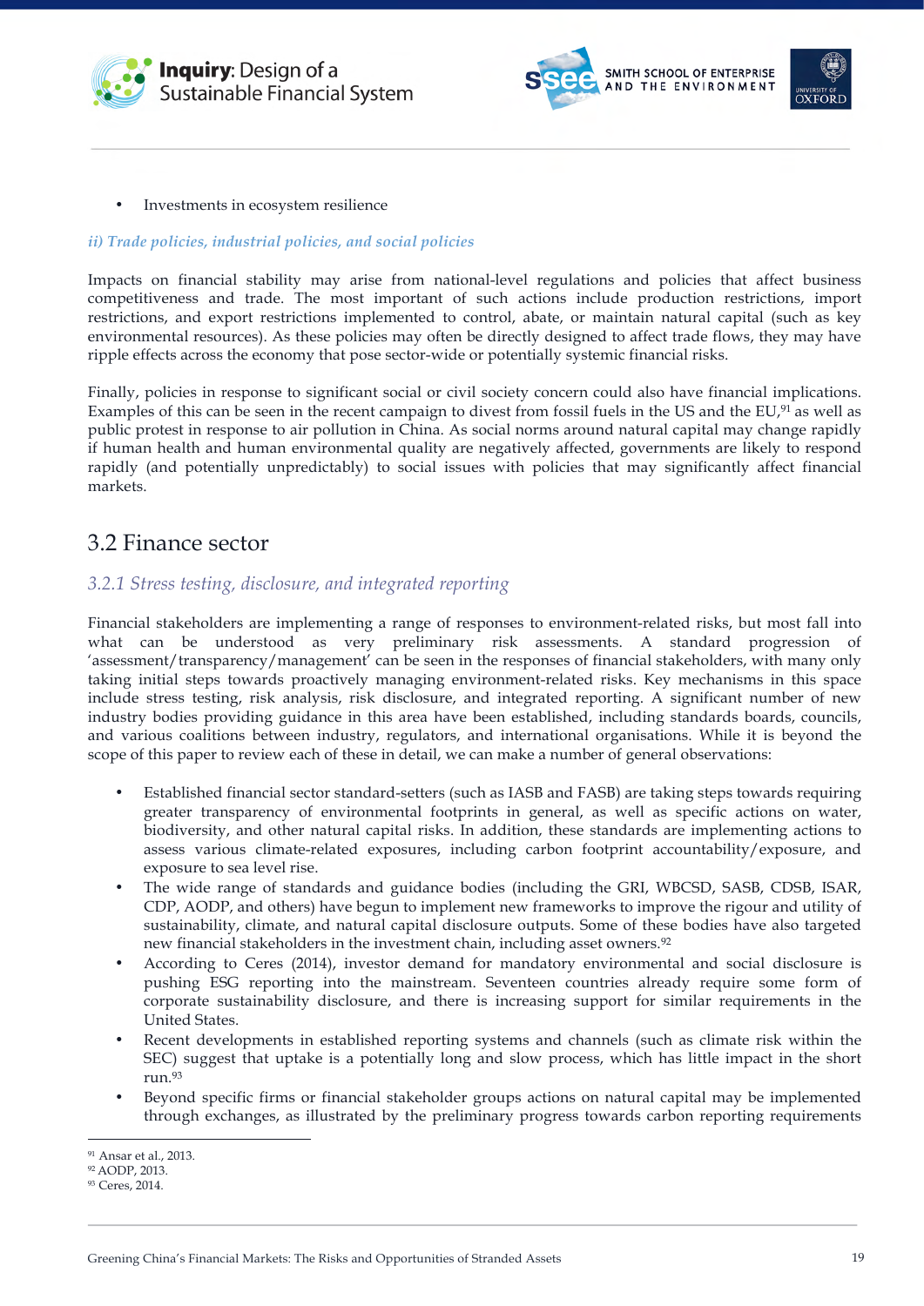- Investments in ecosystem resilience

*ii) Trade policies, industrial policies, and social policies*

Impacts on financial stability may arise from national-level regulations and policies that affect business competitiveness and trade. The most important of such actions include production restrictions, import restrictions, and export restrictions implemented to control, abate, or maintain natural capital (such as key environmental resources). As these policies may often be directly designed to affect trade flows, they may have ripple effects across the economy that pose sector-wide or potentially systemic financial risks.

Finally, policies in response to significant social or civil society concern could also have financial implications. Examples of this can be seen in the recent campaign to divest from fossil fuels in the US and the EU,[91] as well as public protest in response to air pollution in China. As social norms around natural capital may change rapidly if human health and human environmental quality are negatively affected, governments are likely to respond rapidly (and potentially unpredictably) to social issues with policies that may significantly affect financial markets.

## 3.2 Finance sector

### 3.2.1 Stress testing, disclosure, and integrated reporting

Financial stakeholders are implementing a range of responses to environment-related risks, but most fall into what can be understood as very preliminary risk assessments. A standard progression of 'assessment/transparency/management' can be seen in the responses of financial stakeholders, with many only taking initial steps towards proactively managing environment-related risks. Key mechanisms in this space include stress testing, risk analysis, risk disclosure, and integrated reporting. A significant number of new industry bodies providing guidance in this area have been established, including standards boards, councils, and various coalitions between industry, regulators, and international organisations. While it is beyond the scope of this paper to review each of these in detail, we can make a number of general observations:

- Established financial sector standard-setters (such as IASB and FASB) are taking steps towards requiring greater transparency of environmental footprints in general, as well as specific actions on water, biodiversity, and other natural capital risks. In addition, these standards are implementing actions to assess various climate-related exposures, including carbon footprint accountability/exposure, and exposure to sea level rise.
- The wide range of standards and guidance bodies (including the GRI, WBCSD, SASB, CDSB, ISAR, CDP, AODP, and others) have begun to implement new frameworks to improve the rigour and utility of sustainability, climate, and natural capital disclosure outputs. Some of these bodies have also targeted new financial stakeholders in the investment chain, including asset owners.[92]
- According to Ceres (2014), investor demand for mandatory environmental and social disclosure is pushing ESG reporting into the mainstream. Seventeen countries already require some form of corporate sustainability disclosure, and there is increasing support for similar requirements in the United States.
- Recent developments in established reporting systems and channels (such as climate risk within the SEC) suggest that uptake is a potentially long and slow process, which has little impact in the short run.[93]
- Beyond specific firms or financial stakeholder groups actions on natural capital may be implemented through exchanges, as illustrated by the preliminary progress towards carbon reporting requirements

---

[91] Ansar et al., 2013.
[92] AODP, 2013.
[93] Ceres, 2014.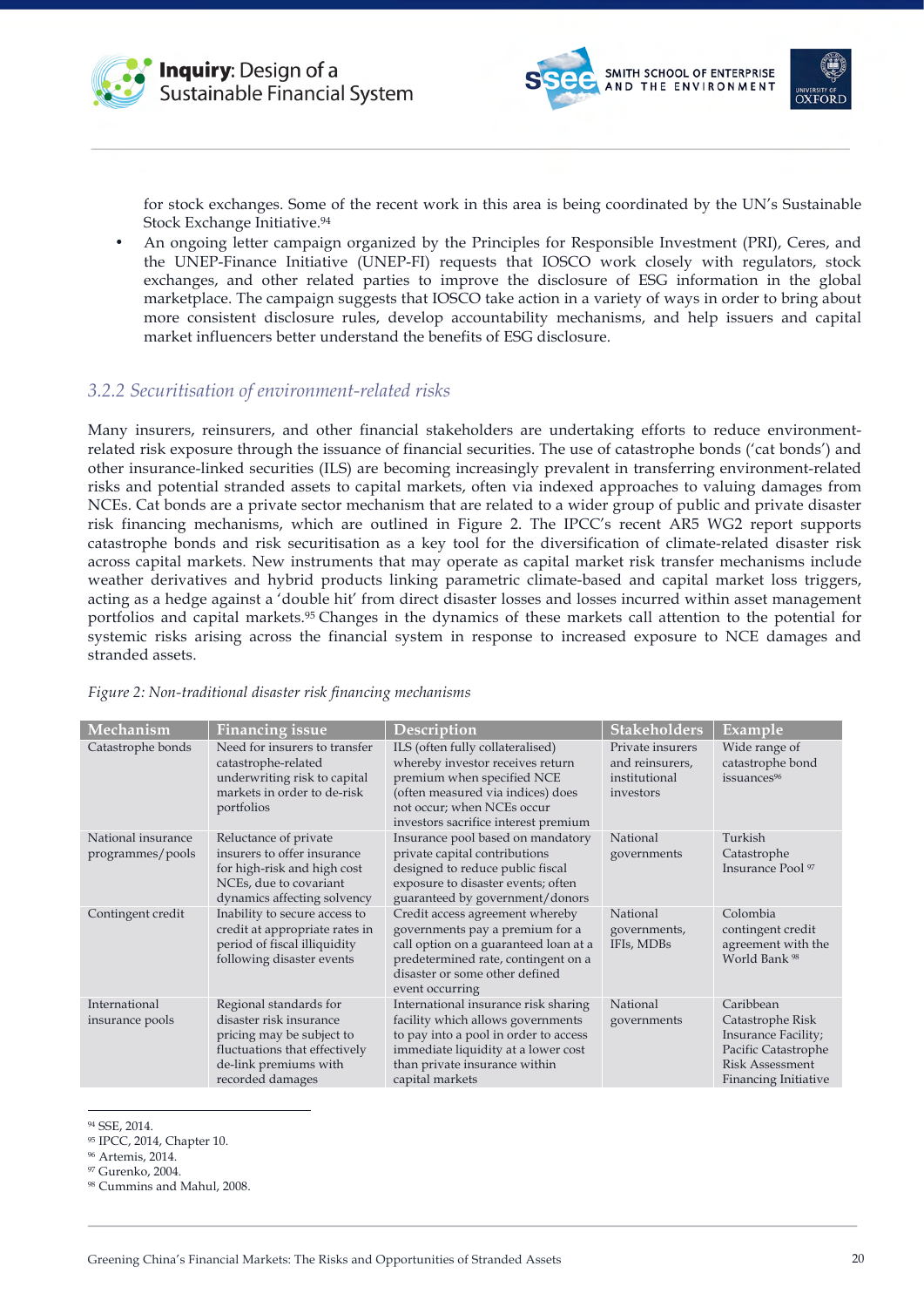for stock exchanges. Some of the recent work in this area is being coordinated by the UN's Sustainable Stock Exchange Initiative.[94]

- An ongoing letter campaign organized by the Principles for Responsible Investment (PRI), Ceres, and the UNEP-Finance Initiative (UNEP-FI) requests that IOSCO work closely with regulators, stock exchanges, and other related parties to improve the disclosure of ESG information in the global marketplace. The campaign suggests that IOSCO take action in a variety of ways in order to bring about more consistent disclosure rules, develop accountability mechanisms, and help issuers and capital market influencers better understand the benefits of ESG disclosure.

### *3.2.2 Securitisation of environment-related risks*

Many insurers, reinsurers, and other financial stakeholders are undertaking efforts to reduce environment-related risk exposure through the issuance of financial securities. The use of catastrophe bonds ('cat bonds') and other insurance-linked securities (ILS) are becoming increasingly prevalent in transferring environment-related risks and potential stranded assets to capital markets, often via indexed approaches to valuing damages from NCEs. Cat bonds are a private sector mechanism that are related to a wider group of public and private disaster risk financing mechanisms, which are outlined in Figure 2. The IPCC's recent AR5 WG2 report supports catastrophe bonds and risk securitisation as a key tool for the diversification of climate-related disaster risk across capital markets. New instruments that may operate as capital market risk transfer mechanisms include weather derivatives and hybrid products linking parametric climate-based and capital market loss triggers, acting as a hedge against a 'double hit' from direct disaster losses and losses incurred within asset management portfolios and capital markets.[95] Changes in the dynamics of these markets call attention to the potential for systemic risks arising across the financial system in response to increased exposure to NCE damages and stranded assets.

*Figure 2: Non-traditional disaster risk financing mechanisms*

| Mechanism | Financing issue | Description | Stakeholders | Example |
|---|---|---|---|---|
| Catastrophe bonds | Need for insurers to transfer catastrophe-related underwriting risk to capital markets in order to de-risk portfolios | ILS (often fully collateralised) whereby investor receives return premium when specified NCE (often measured via indices) does not occur; when NCEs occur investors sacrifice interest premium | Private insurers and reinsurers, institutional investors | Wide range of catastrophe bond issuances[96] |
| National insurance programmes/pools | Reluctance of private insurers to offer insurance for high-risk and high cost NCEs, due to covariant dynamics affecting solvency | Insurance pool based on mandatory private capital contributions designed to reduce public fiscal exposure to disaster events; often guaranteed by government/donors | National governments | Turkish Catastrophe Insurance Pool [97] |
| Contingent credit | Inability to secure access to credit at appropriate rates in period of fiscal illiquidity following disaster events | Credit access agreement whereby governments pay a premium for a call option on a guaranteed loan at a predetermined rate, contingent on a disaster or some other defined event occurring | National governments, IFIs, MDBs | Colombia contingent credit agreement with the World Bank [98] |
| International insurance pools | Regional standards for disaster risk insurance pricing may be subject to fluctuations that effectively de-link premiums with recorded damages | International insurance risk sharing facility which allows governments to pay into a pool in order to access immediate liquidity at a lower cost than private insurance within capital markets | National governments | Caribbean Catastrophe Risk Insurance Facility; Pacific Catastrophe Risk Assessment Financing Initiative |

[94] SSE, 2014.
[95] IPCC, 2014, Chapter 10.
[96] Artemis, 2014.
[97] Gurenko, 2004.
[98] Cummins and Mahul, 2008.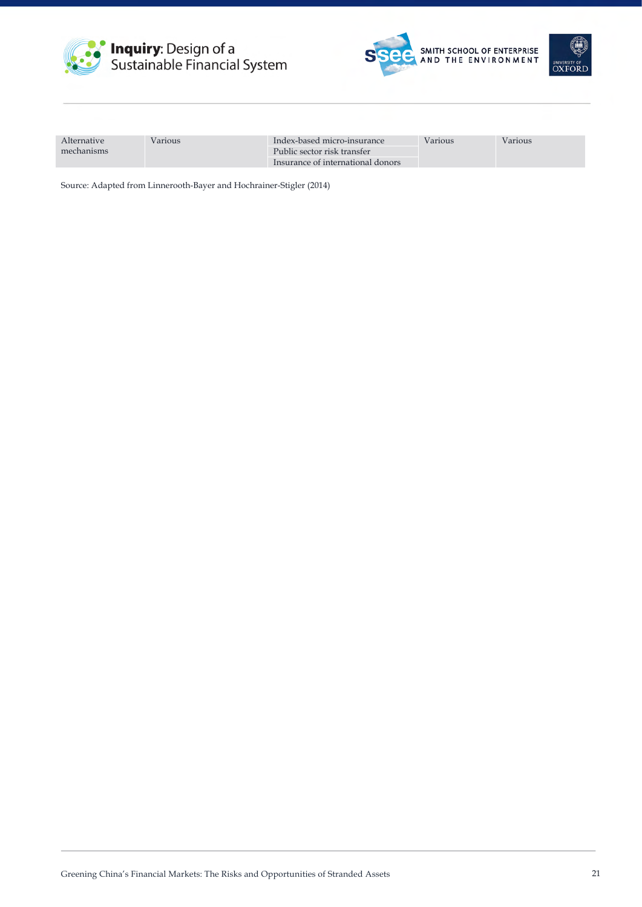| | | | | |
|---|---|---|---|---|
| Alternative mechanisms | Various | Index-based micro-insurance<br>Public sector risk transfer<br>Insurance of international donors | Various | Various |

Source: Adapted from Linnerooth-Bayer and Hochrainer-Stigler (2014)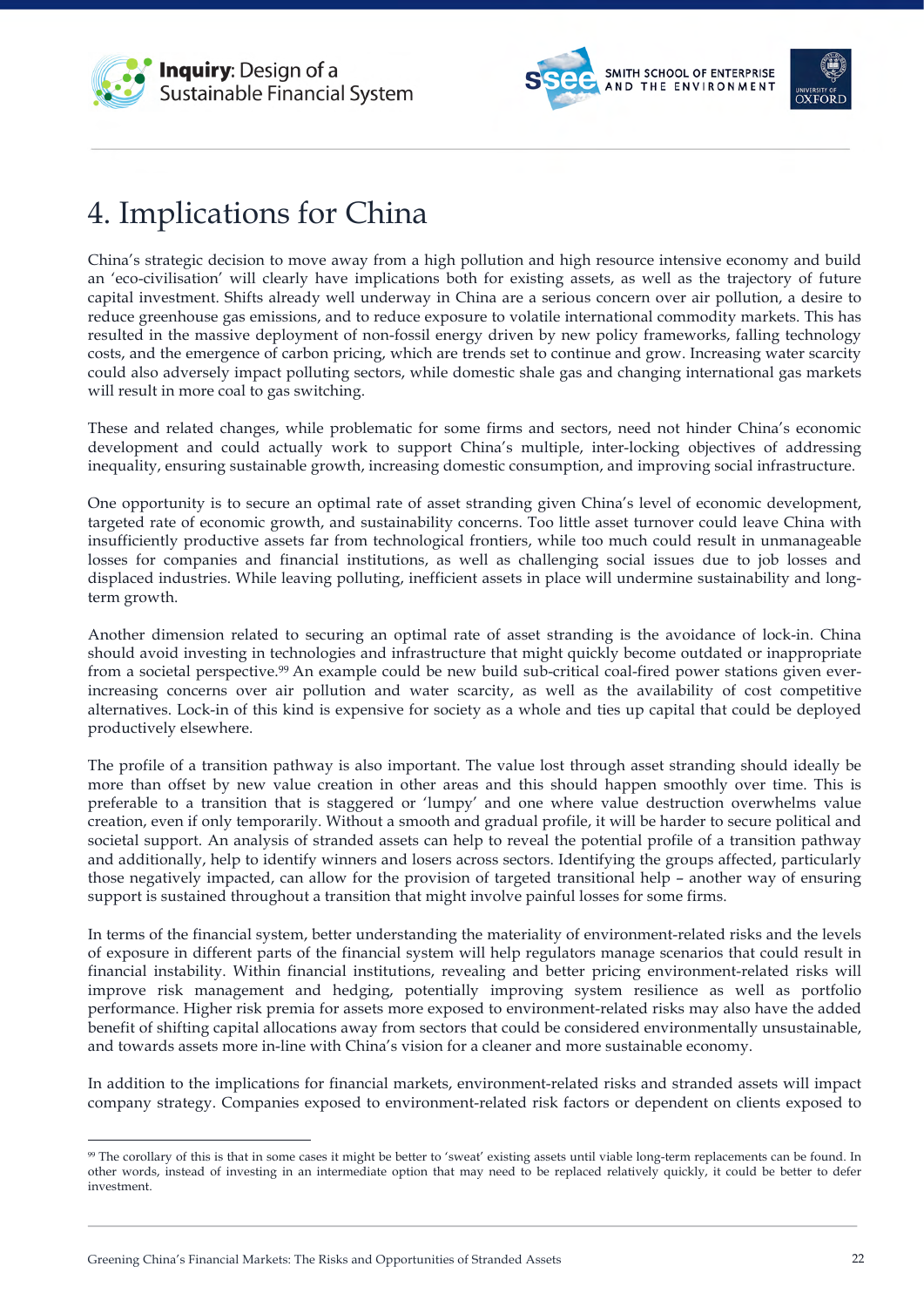# 4. Implications for China

China's strategic decision to move away from a high pollution and high resource intensive economy and build an 'eco-civilisation' will clearly have implications both for existing assets, as well as the trajectory of future capital investment. Shifts already well underway in China are a serious concern over air pollution, a desire to reduce greenhouse gas emissions, and to reduce exposure to volatile international commodity markets. This has resulted in the massive deployment of non-fossil energy driven by new policy frameworks, falling technology costs, and the emergence of carbon pricing, which are trends set to continue and grow. Increasing water scarcity could also adversely impact polluting sectors, while domestic shale gas and changing international gas markets will result in more coal to gas switching.

These and related changes, while problematic for some firms and sectors, need not hinder China's economic development and could actually work to support China's multiple, inter-locking objectives of addressing inequality, ensuring sustainable growth, increasing domestic consumption, and improving social infrastructure.

One opportunity is to secure an optimal rate of asset stranding given China's level of economic development, targeted rate of economic growth, and sustainability concerns. Too little asset turnover could leave China with insufficiently productive assets far from technological frontiers, while too much could result in unmanageable losses for companies and financial institutions, as well as challenging social issues due to job losses and displaced industries. While leaving polluting, inefficient assets in place will undermine sustainability and long-term growth.

Another dimension related to securing an optimal rate of asset stranding is the avoidance of lock-in. China should avoid investing in technologies and infrastructure that might quickly become outdated or inappropriate from a societal perspective.[99] An example could be new build sub-critical coal-fired power stations given ever-increasing concerns over air pollution and water scarcity, as well as the availability of cost competitive alternatives. Lock-in of this kind is expensive for society as a whole and ties up capital that could be deployed productively elsewhere.

The profile of a transition pathway is also important. The value lost through asset stranding should ideally be more than offset by new value creation in other areas and this should happen smoothly over time. This is preferable to a transition that is staggered or 'lumpy' and one where value destruction overwhelms value creation, even if only temporarily. Without a smooth and gradual profile, it will be harder to secure political and societal support. An analysis of stranded assets can help to reveal the potential profile of a transition pathway and additionally, help to identify winners and losers across sectors. Identifying the groups affected, particularly those negatively impacted, can allow for the provision of targeted transitional help – another way of ensuring support is sustained throughout a transition that might involve painful losses for some firms.

In terms of the financial system, better understanding the materiality of environment-related risks and the levels of exposure in different parts of the financial system will help regulators manage scenarios that could result in financial instability. Within financial institutions, revealing and better pricing environment-related risks will improve risk management and hedging, potentially improving system resilience as well as portfolio performance. Higher risk premia for assets more exposed to environment-related risks may also have the added benefit of shifting capital allocations away from sectors that could be considered environmentally unsustainable, and towards assets more in-line with China's vision for a cleaner and more sustainable economy.

In addition to the implications for financial markets, environment-related risks and stranded assets will impact company strategy. Companies exposed to environment-related risk factors or dependent on clients exposed to

---

[99] The corollary of this is that in some cases it might be better to 'sweat' existing assets until viable long-term replacements can be found. In other words, instead of investing in an intermediate option that may need to be replaced relatively quickly, it could be better to defer investment.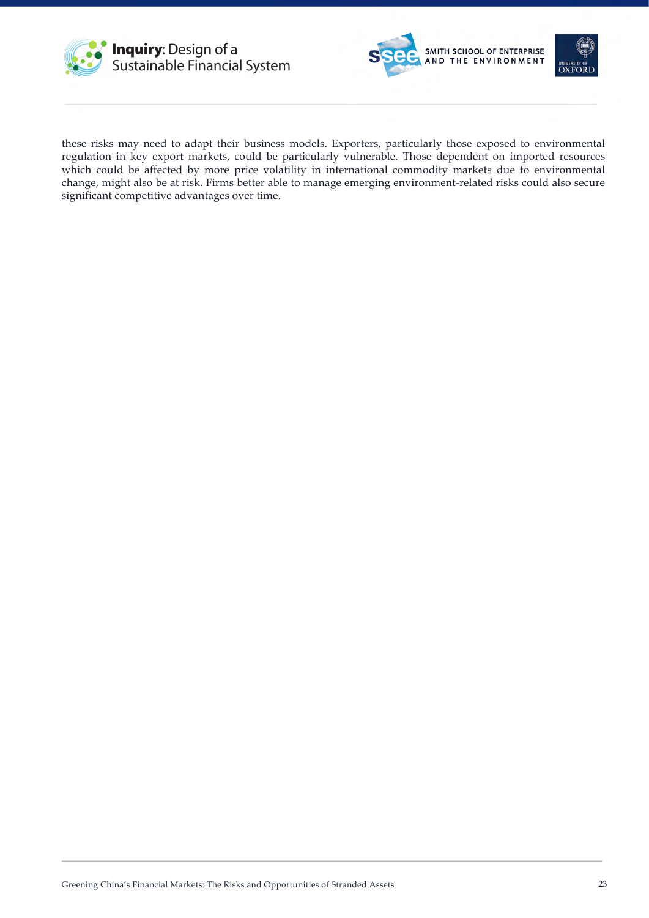these risks may need to adapt their business models. Exporters, particularly those exposed to environmental regulation in key export markets, could be particularly vulnerable. Those dependent on imported resources which could be affected by more price volatility in international commodity markets due to environmental change, might also be at risk. Firms better able to manage emerging environment-related risks could also secure significant competitive advantages over time.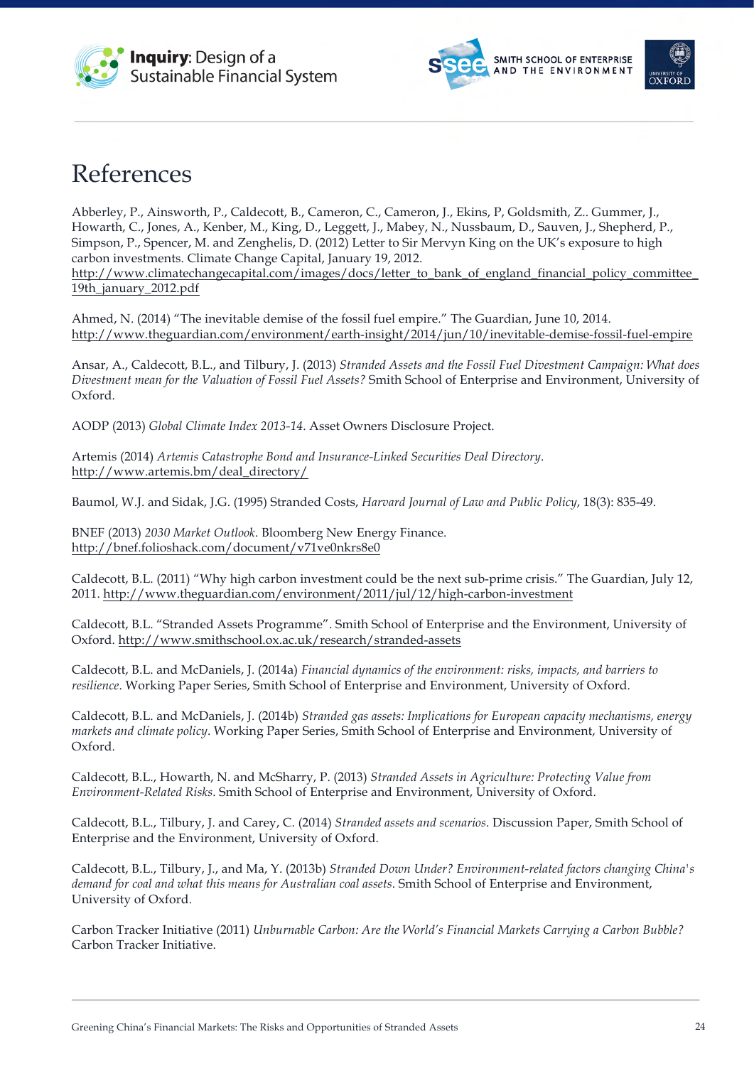# References

Abberley, P., Ainsworth, P., Caldecott, B., Cameron, C., Cameron, J., Ekins, P, Goldsmith, Z.. Gummer, J., Howarth, C., Jones, A., Kenber, M., King, D., Leggett, J., Mabey, N., Nussbaum, D., Sauven, J., Shepherd, P., Simpson, P., Spencer, M. and Zenghelis, D. (2012) Letter to Sir Mervyn King on the UK's exposure to high carbon investments. Climate Change Capital, January 19, 2012. http://www.climatechangecapital.com/images/docs/letter_to_bank_of_england_financial_policy_committee_19th_january_2012.pdf

Ahmed, N. (2014) "The inevitable demise of the fossil fuel empire." The Guardian, June 10, 2014. http://www.theguardian.com/environment/earth-insight/2014/jun/10/inevitable-demise-fossil-fuel-empire

Ansar, A., Caldecott, B.L., and Tilbury, J. (2013) *Stranded Assets and the Fossil Fuel Divestment Campaign: What does Divestment mean for the Valuation of Fossil Fuel Assets?* Smith School of Enterprise and Environment, University of Oxford.

AODP (2013) *Global Climate Index 2013-14*. Asset Owners Disclosure Project.

Artemis (2014) *Artemis Catastrophe Bond and Insurance-Linked Securities Deal Directory*. http://www.artemis.bm/deal_directory/

Baumol, W.J. and Sidak, J.G. (1995) Stranded Costs, *Harvard Journal of Law and Public Policy*, 18(3): 835-49.

BNEF (2013) *2030 Market Outlook*. Bloomberg New Energy Finance. http://bnef.folioshack.com/document/v71ve0nkrs8e0

Caldecott, B.L. (2011) "Why high carbon investment could be the next sub-prime crisis." The Guardian, July 12, 2011. http://www.theguardian.com/environment/2011/jul/12/high-carbon-investment

Caldecott, B.L. "Stranded Assets Programme". Smith School of Enterprise and the Environment, University of Oxford. http://www.smithschool.ox.ac.uk/research/stranded-assets

Caldecott, B.L. and McDaniels, J. (2014a) *Financial dynamics of the environment: risks, impacts, and barriers to resilience*. Working Paper Series, Smith School of Enterprise and Environment, University of Oxford.

Caldecott, B.L. and McDaniels, J. (2014b) *Stranded gas assets: Implications for European capacity mechanisms, energy markets and climate policy*. Working Paper Series, Smith School of Enterprise and Environment, University of Oxford.

Caldecott, B.L., Howarth, N. and McSharry, P. (2013) *Stranded Assets in Agriculture: Protecting Value from Environment-Related Risks*. Smith School of Enterprise and Environment, University of Oxford.

Caldecott, B.L., Tilbury, J. and Carey, C. (2014) *Stranded assets and scenarios*. Discussion Paper, Smith School of Enterprise and the Environment, University of Oxford.

Caldecott, B.L., Tilbury, J., and Ma, Y. (2013b) *Stranded Down Under? Environment-related factors changing China's demand for coal and what this means for Australian coal assets*. Smith School of Enterprise and Environment, University of Oxford.

Carbon Tracker Initiative (2011) *Unburnable Carbon: Are the World's Financial Markets Carrying a Carbon Bubble?* Carbon Tracker Initiative.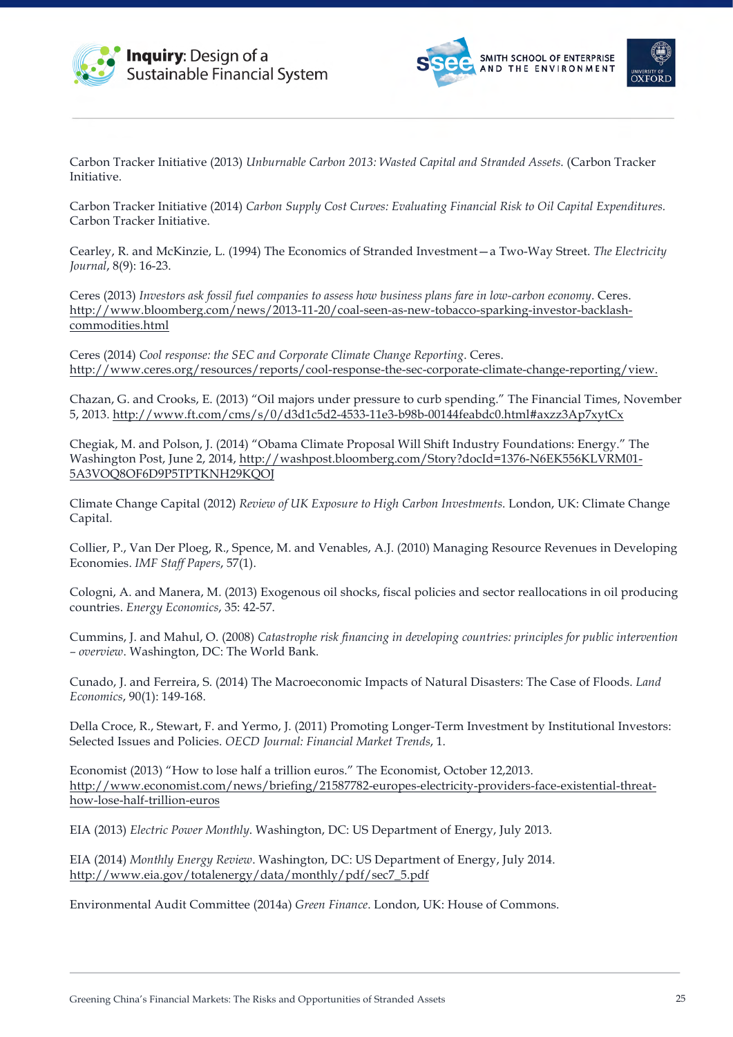Carbon Tracker Initiative (2013) *Unburnable Carbon 2013: Wasted Capital and Stranded Assets.* (Carbon Tracker Initiative.

Carbon Tracker Initiative (2014) *Carbon Supply Cost Curves: Evaluating Financial Risk to Oil Capital Expenditures.* Carbon Tracker Initiative.

Cearley, R. and McKinzie, L. (1994) The Economics of Stranded Investment—a Two-Way Street. *The Electricity Journal*, 8(9): 16-23.

Ceres (2013) *Investors ask fossil fuel companies to assess how business plans fare in low-carbon economy*. Ceres. http://www.bloomberg.com/news/2013-11-20/coal-seen-as-new-tobacco-sparking-investor-backlash-commodities.html

Ceres (2014) *Cool response: the SEC and Corporate Climate Change Reporting*. Ceres. http://www.ceres.org/resources/reports/cool-response-the-sec-corporate-climate-change-reporting/view.

Chazan, G. and Crooks, E. (2013) "Oil majors under pressure to curb spending." The Financial Times, November 5, 2013. http://www.ft.com/cms/s/0/d3d1c5d2-4533-11e3-b98b-00144feabdc0.html#axzz3Ap7xytCx

Chegiak, M. and Polson, J. (2014) "Obama Climate Proposal Will Shift Industry Foundations: Energy." The Washington Post, June 2, 2014, http://washpost.bloomberg.com/Story?docId=1376-N6EK556KLVRM01-5A3VOQ8OF6D9P5TPTKNH29KQOJ

Climate Change Capital (2012) *Review of UK Exposure to High Carbon Investments*. London, UK: Climate Change Capital.

Collier, P., Van Der Ploeg, R., Spence, M. and Venables, A.J. (2010) Managing Resource Revenues in Developing Economies. *IMF Staff Papers*, 57(1).

Cologni, A. and Manera, M. (2013) Exogenous oil shocks, fiscal policies and sector reallocations in oil producing countries. *Energy Economics*, 35: 42-57.

Cummins, J. and Mahul, O. (2008) *Catastrophe risk financing in developing countries: principles for public intervention – overview*. Washington, DC: The World Bank.

Cunado, J. and Ferreira, S. (2014) The Macroeconomic Impacts of Natural Disasters: The Case of Floods. *Land Economics*, 90(1): 149-168.

Della Croce, R., Stewart, F. and Yermo, J. (2011) Promoting Longer-Term Investment by Institutional Investors: Selected Issues and Policies. *OECD Journal: Financial Market Trends*, 1.

Economist (2013) "How to lose half a trillion euros." The Economist, October 12,2013. http://www.economist.com/news/briefing/21587782-europes-electricity-providers-face-existential-threat-how-lose-half-trillion-euros

EIA (2013) *Electric Power Monthly*. Washington, DC: US Department of Energy, July 2013.

EIA (2014) *Monthly Energy Review*. Washington, DC: US Department of Energy, July 2014. http://www.eia.gov/totalenergy/data/monthly/pdf/sec7_5.pdf

Environmental Audit Committee (2014a) *Green Finance*. London, UK: House of Commons.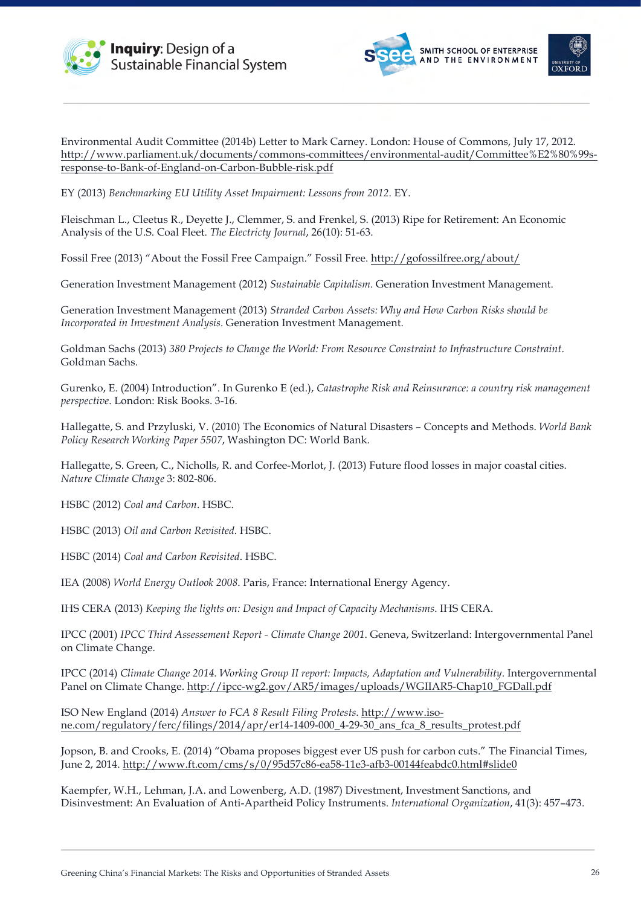Environmental Audit Committee (2014b) Letter to Mark Carney. London: House of Commons, July 17, 2012. http://www.parliament.uk/documents/commons-committees/environmental-audit/Committee%E2%80%99s-response-to-Bank-of-England-on-Carbon-Bubble-risk.pdf

EY (2013) *Benchmarking EU Utility Asset Impairment: Lessons from 2012*. EY.

Fleischman L., Cleetus R., Deyette J., Clemmer, S. and Frenkel, S. (2013) Ripe for Retirement: An Economic Analysis of the U.S. Coal Fleet. *The Electricty Journal*, 26(10): 51-63.

Fossil Free (2013) "About the Fossil Free Campaign." Fossil Free. http://gofossilfree.org/about/

Generation Investment Management (2012) *Sustainable Capitalism*. Generation Investment Management.

Generation Investment Management (2013) *Stranded Carbon Assets: Why and How Carbon Risks should be Incorporated in Investment Analysis*. Generation Investment Management.

Goldman Sachs (2013) *380 Projects to Change the World: From Resource Constraint to Infrastructure Constraint*. Goldman Sachs.

Gurenko, E. (2004) Introduction". In Gurenko E (ed.), *Catastrophe Risk and Reinsurance: a country risk management perspective*. London: Risk Books. 3-16.

Hallegatte, S. and Przyluski, V. (2010) The Economics of Natural Disasters – Concepts and Methods. *World Bank Policy Research Working Paper 5507*, Washington DC: World Bank.

Hallegatte, S. Green, C., Nicholls, R. and Corfee-Morlot, J. (2013) Future flood losses in major coastal cities. *Nature Climate Change* 3: 802-806.

HSBC (2012) *Coal and Carbon*. HSBC.

HSBC (2013) *Oil and Carbon Revisited*. HSBC.

HSBC (2014) *Coal and Carbon Revisited*. HSBC.

IEA (2008) *World Energy Outlook 2008*. Paris, France: International Energy Agency.

IHS CERA (2013) *Keeping the lights on: Design and Impact of Capacity Mechanisms*. IHS CERA.

IPCC (2001) *IPCC Third Assessement Report - Climate Change 2001*. Geneva, Switzerland: Intergovernmental Panel on Climate Change.

IPCC (2014) *Climate Change 2014. Working Group II report: Impacts, Adaptation and Vulnerability*. Intergovernmental Panel on Climate Change. http://ipcc-wg2.gov/AR5/images/uploads/WGIIAR5-Chap10_FGDall.pdf

ISO New England (2014) *Answer to FCA 8 Result Filing Protests*. http://www.iso-ne.com/regulatory/ferc/filings/2014/apr/er14-1409-000_4-29-30_ans_fca_8_results_protest.pdf

Jopson, B. and Crooks, E. (2014) "Obama proposes biggest ever US push for carbon cuts." The Financial Times, June 2, 2014. http://www.ft.com/cms/s/0/95d57c86-ea58-11e3-afb3-00144feabdc0.html#slide0

Kaempfer, W.H., Lehman, J.A. and Lowenberg, A.D. (1987) Divestment, Investment Sanctions, and Disinvestment: An Evaluation of Anti-Apartheid Policy Instruments. *International Organization*, 41(3): 457–473.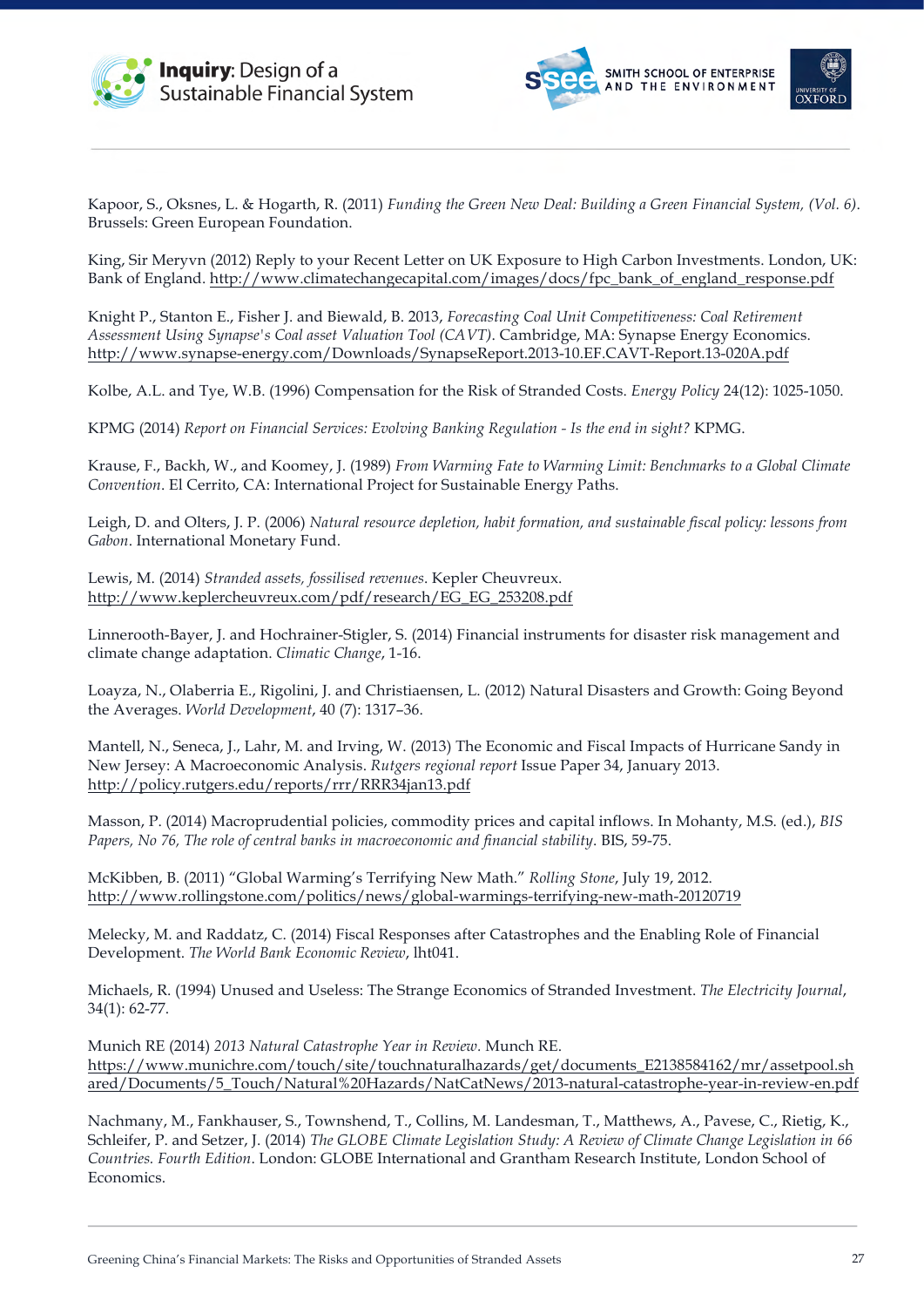Kapoor, S., Oksnes, L. & Hogarth, R. (2011) *Funding the Green New Deal: Building a Green Financial System, (Vol. 6)*. Brussels: Green European Foundation.

King, Sir Meryvn (2012) Reply to your Recent Letter on UK Exposure to High Carbon Investments. London, UK: Bank of England. http://www.climatechangecapital.com/images/docs/fpc_bank_of_england_response.pdf

Knight P., Stanton E., Fisher J. and Biewald, B. 2013, *Forecasting Coal Unit Competitiveness: Coal Retirement Assessment Using Synapse's Coal asset Valuation Tool (CAVT)*. Cambridge, MA: Synapse Energy Economics. http://www.synapse-energy.com/Downloads/SynapseReport.2013-10.EF.CAVT-Report.13-020A.pdf

Kolbe, A.L. and Tye, W.B. (1996) Compensation for the Risk of Stranded Costs. *Energy Policy* 24(12): 1025-1050.

KPMG (2014) *Report on Financial Services: Evolving Banking Regulation - Is the end in sight?* KPMG.

Krause, F., Backh, W., and Koomey, J. (1989) *From Warming Fate to Warming Limit: Benchmarks to a Global Climate Convention*. El Cerrito, CA: International Project for Sustainable Energy Paths.

Leigh, D. and Olters, J. P. (2006) *Natural resource depletion, habit formation, and sustainable fiscal policy: lessons from Gabon*. International Monetary Fund.

Lewis, M. (2014) *Stranded assets, fossilised revenues*. Kepler Cheuvreux. http://www.keplercheuvreux.com/pdf/research/EG_EG_253208.pdf

Linnerooth-Bayer, J. and Hochrainer-Stigler, S. (2014) Financial instruments for disaster risk management and climate change adaptation. *Climatic Change*, 1-16.

Loayza, N., Olaberria E., Rigolini, J. and Christiaensen, L. (2012) Natural Disasters and Growth: Going Beyond the Averages. *World Development*, 40 (7): 1317–36.

Mantell, N., Seneca, J., Lahr, M. and Irving, W. (2013) The Economic and Fiscal Impacts of Hurricane Sandy in New Jersey: A Macroeconomic Analysis. *Rutgers regional report* Issue Paper 34, January 2013. http://policy.rutgers.edu/reports/rrr/RRR34jan13.pdf

Masson, P. (2014) Macroprudential policies, commodity prices and capital inflows. In Mohanty, M.S. (ed.), *BIS Papers, No 76, The role of central banks in macroeconomic and financial stability*. BIS, 59-75.

McKibben, B. (2011) "Global Warming's Terrifying New Math." *Rolling Stone*, July 19, 2012. http://www.rollingstone.com/politics/news/global-warmings-terrifying-new-math-20120719

Melecky, M. and Raddatz, C. (2014) Fiscal Responses after Catastrophes and the Enabling Role of Financial Development. *The World Bank Economic Review*, lht041.

Michaels, R. (1994) Unused and Useless: The Strange Economics of Stranded Investment. *The Electricity Journal*, 34(1): 62-77.

Munich RE (2014) *2013 Natural Catastrophe Year in Review*. Munch RE. https://www.munichre.com/touch/site/touchnaturalhazards/get/documents_E2138584162/mr/assetpool.shared/Documents/5_Touch/Natural%20Hazards/NatCatNews/2013-natural-catastrophe-year-in-review-en.pdf

Nachmany, M., Fankhauser, S., Townshend, T., Collins, M. Landesman, T., Matthews, A., Pavese, C., Rietig, K., Schleifer, P. and Setzer, J. (2014) *The GLOBE Climate Legislation Study: A Review of Climate Change Legislation in 66 Countries. Fourth Edition*. London: GLOBE International and Grantham Research Institute, London School of Economics.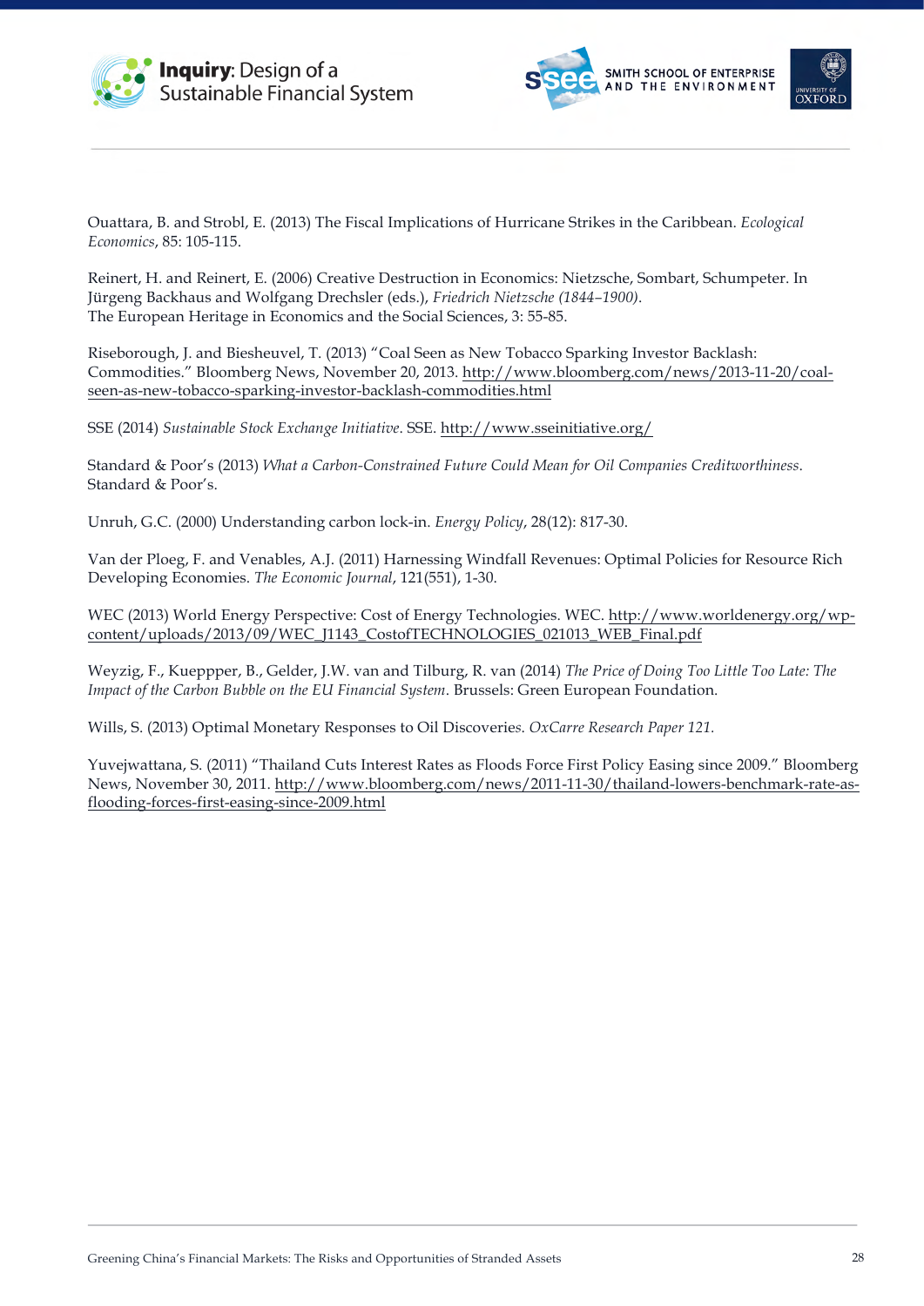Ouattara, B. and Strobl, E. (2013) The Fiscal Implications of Hurricane Strikes in the Caribbean. *Ecological Economics*, 85: 105-115.

Reinert, H. and Reinert, E. (2006) Creative Destruction in Economics: Nietzsche, Sombart, Schumpeter. In Jürgeng Backhaus and Wolfgang Drechsler (eds.), *Friedrich Nietzsche (1844–1900).* The European Heritage in Economics and the Social Sciences, 3: 55-85.

Riseborough, J. and Biesheuvel, T. (2013) "Coal Seen as New Tobacco Sparking Investor Backlash: Commodities." Bloomberg News, November 20, 2013. http://www.bloomberg.com/news/2013-11-20/coal-seen-as-new-tobacco-sparking-investor-backlash-commodities.html

SSE (2014) *Sustainable Stock Exchange Initiative.* SSE. http://www.sseinitiative.org/

Standard & Poor's (2013) *What a Carbon-Constrained Future Could Mean for Oil Companies Creditworthiness.* Standard & Poor's.

Unruh, G.C. (2000) Understanding carbon lock-in. *Energy Policy*, 28(12): 817-30.

Van der Ploeg, F. and Venables, A.J. (2011) Harnessing Windfall Revenues: Optimal Policies for Resource Rich Developing Economies. *The Economic Journal*, 121(551), 1-30.

WEC (2013) World Energy Perspective: Cost of Energy Technologies. WEC. http://www.worldenergy.org/wp-content/uploads/2013/09/WEC_J1143_CostofTECHNOLOGIES_021013_WEB_Final.pdf

Weyzig, F., Kueppper, B., Gelder, J.W. van and Tilburg, R. van (2014) *The Price of Doing Too Little Too Late: The Impact of the Carbon Bubble on the EU Financial System*. Brussels: Green European Foundation.

Wills, S. (2013) Optimal Monetary Responses to Oil Discoveries. *OxCarre Research Paper 121.*

Yuvejwattana, S. (2011) "Thailand Cuts Interest Rates as Floods Force First Policy Easing since 2009." Bloomberg News, November 30, 2011. http://www.bloomberg.com/news/2011-11-30/thailand-lowers-benchmark-rate-as-flooding-forces-first-easing-since-2009.html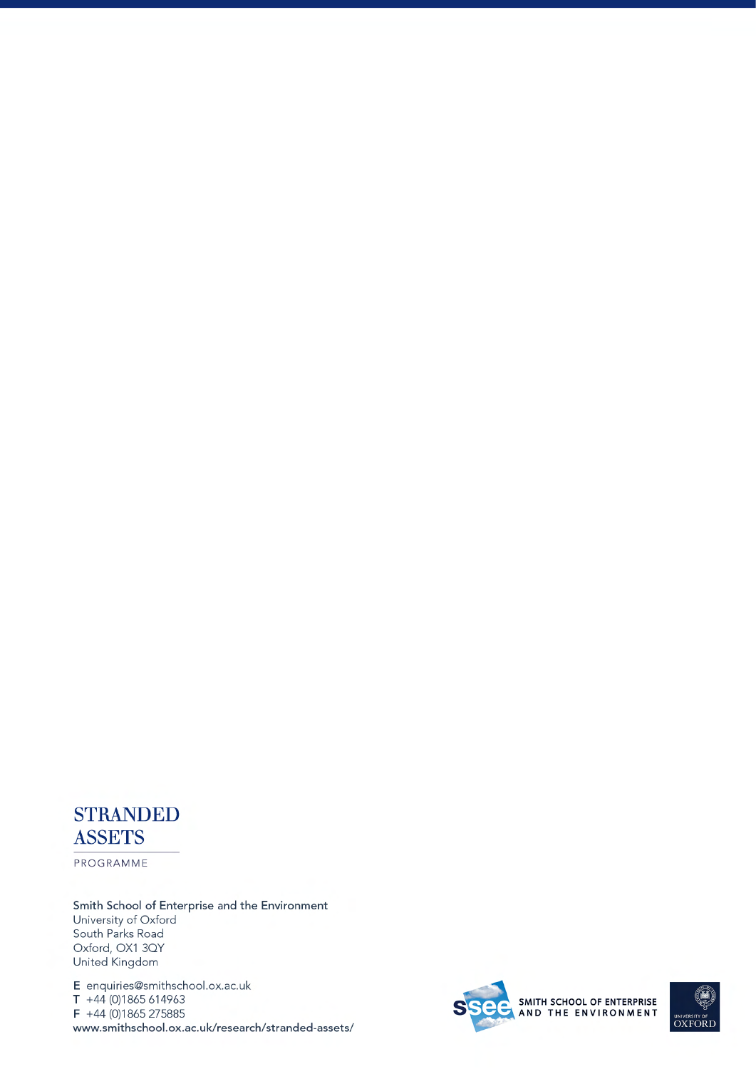STRANDED
ASSETS

PROGRAMME

Smith School of Enterprise and the Environment
University of Oxford
South Parks Road
Oxford, OX1 3QY
United Kingdom

E enquiries@smithschool.ox.ac.uk
T +44 (0)1865 614963
F +44 (0)1865 275885
www.smithschool.ox.ac.uk/research/stranded-assets/

SMITH SCHOOL OF ENTERPRISE AND THE ENVIRONMENT

UNIVERSITY OF OXFORD